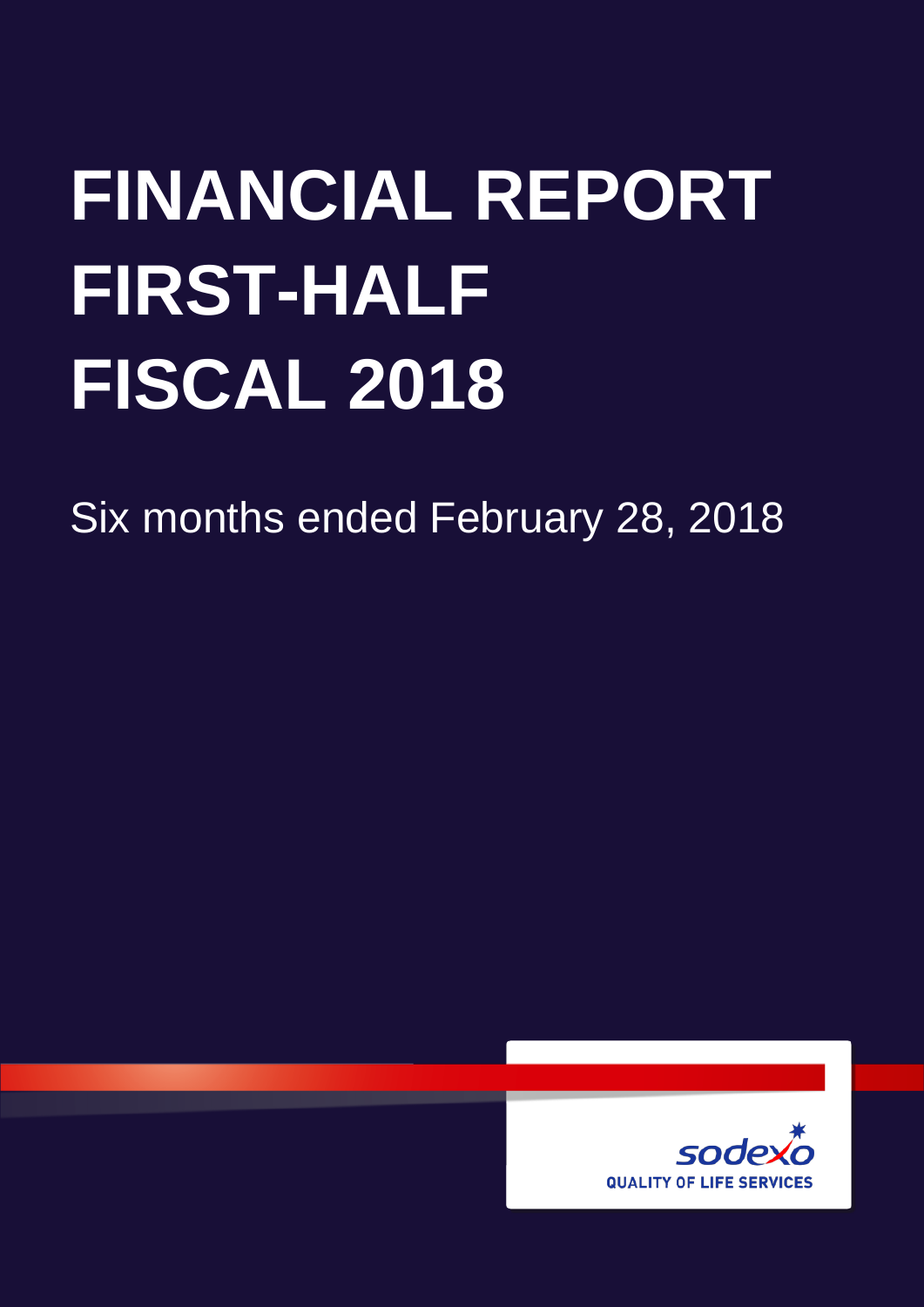# FINANCIAL REPORT FIRST-HALF FISCAL 2018

Six months ended February 28, 2018

sodexo

QUALITY OF LIFE SERVICES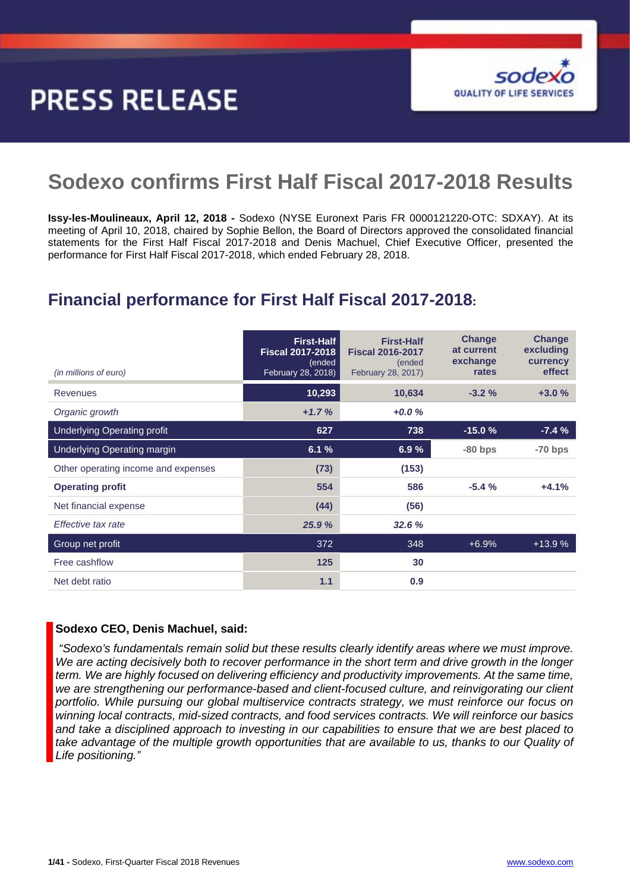PRESS RELEASE

# Sodexo confirms First Half Fiscal 2017-2018 Results

**Issy-les-Moulineaux, April 12, 2018 -** Sodexo (NYSE Euronext Paris FR 0000121220-OTC: SDXAY). At its meeting of April 10, 2018, chaired by Sophie Bellon, the Board of Directors approved the consolidated financial statements for the First Half Fiscal 2017-2018 and Denis Machuel, Chief Executive Officer, presented the performance for First Half Fiscal 2017-2018, which ended February 28, 2018.

## Financial performance for First Half Fiscal 2017-2018:

| *(in millions of euro)* | **First-Half Fiscal 2017-2018** (ended February 28, 2018) | **First-Half Fiscal 2016-2017** (ended February 28, 2017) | **Change at current exchange rates** | **Change excluding currency effect** |
|---|---|---|---|---|
| Revenues | **10,293** | **10,634** | **-3.2 %** | **+3.0 %** |
| *Organic growth* | ***+1.7 %*** | ***+0.0 %*** | | |
| Underlying Operating profit | **627** | **738** | **-15.0 %** | **-7.4 %** |
| Underlying Operating margin | **6.1 %** | **6.9 %** | -80 bps | -70 bps |
| Other operating income and expenses | **(73)** | **(153)** | | |
| **Operating profit** | **554** | **586** | **-5.4 %** | **+4.1%** |
| Net financial expense | **(44)** | **(56)** | | |
| *Effective tax rate* | ***25.9 %*** | ***32.6 %*** | | |
| Group net profit | 372 | 348 | +6.9% | +13.9 % |
| Free cashflow | **125** | **30** | | |
| Net debt ratio | **1.1** | **0.9** | | |

**Sodexo CEO, Denis Machuel, said:**

*"Sodexo's fundamentals remain solid but these results clearly identify areas where we must improve. We are acting decisively both to recover performance in the short term and drive growth in the longer term. We are highly focused on delivering efficiency and productivity improvements. At the same time, we are strengthening our performance-based and client-focused culture, and reinvigorating our client portfolio. While pursuing our global multiservice contracts strategy, we must reinforce our focus on winning local contracts, mid-sized contracts, and food services contracts. We will reinforce our basics and take a disciplined approach to investing in our capabilities to ensure that we are best placed to take advantage of the multiple growth opportunities that are available to us, thanks to our Quality of Life positioning."*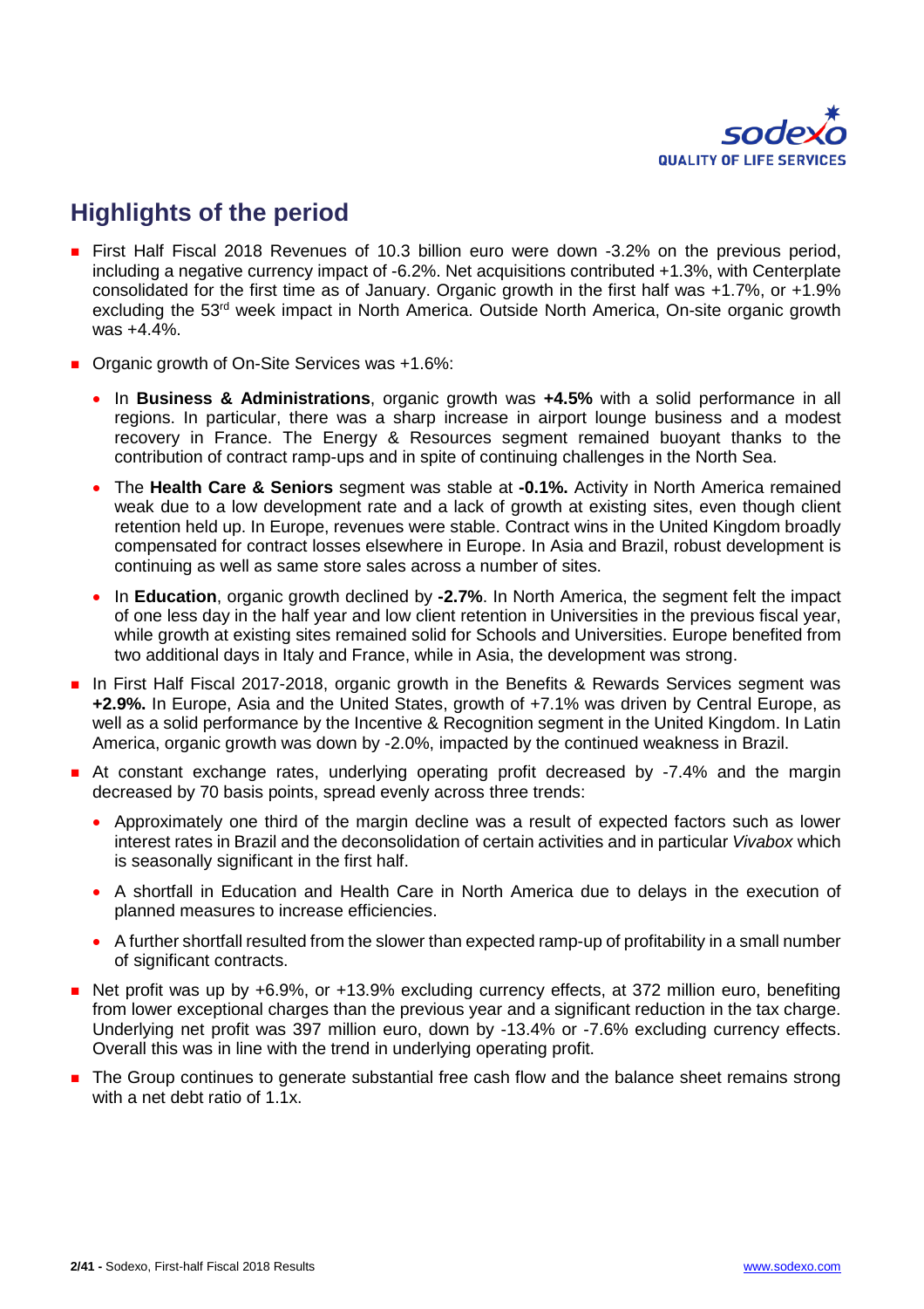## Highlights of the period

- First Half Fiscal 2018 Revenues of 10.3 billion euro were down -3.2% on the previous period, including a negative currency impact of -6.2%. Net acquisitions contributed +1.3%, with Centerplate consolidated for the first time as of January. Organic growth in the first half was +1.7%, or +1.9% excluding the 53rd week impact in North America. Outside North America, On-site organic growth was +4.4%.
- Organic growth of On-Site Services was +1.6%:
  - In **Business & Administrations**, organic growth was **+4.5%** with a solid performance in all regions. In particular, there was a sharp increase in airport lounge business and a modest recovery in France. The Energy & Resources segment remained buoyant thanks to the contribution of contract ramp-ups and in spite of continuing challenges in the North Sea.
  - The **Health Care & Seniors** segment was stable at **-0.1%.** Activity in North America remained weak due to a low development rate and a lack of growth at existing sites, even though client retention held up. In Europe, revenues were stable. Contract wins in the United Kingdom broadly compensated for contract losses elsewhere in Europe. In Asia and Brazil, robust development is continuing as well as same store sales across a number of sites.
  - In **Education**, organic growth declined by **-2.7%**. In North America, the segment felt the impact of one less day in the half year and low client retention in Universities in the previous fiscal year, while growth at existing sites remained solid for Schools and Universities. Europe benefited from two additional days in Italy and France, while in Asia, the development was strong.
- In First Half Fiscal 2017-2018, organic growth in the Benefits & Rewards Services segment was **+2.9%.** In Europe, Asia and the United States, growth of +7.1% was driven by Central Europe, as well as a solid performance by the Incentive & Recognition segment in the United Kingdom. In Latin America, organic growth was down by -2.0%, impacted by the continued weakness in Brazil.
- At constant exchange rates, underlying operating profit decreased by -7.4% and the margin decreased by 70 basis points, spread evenly across three trends:
  - Approximately one third of the margin decline was a result of expected factors such as lower interest rates in Brazil and the deconsolidation of certain activities and in particular *Vivabox* which is seasonally significant in the first half.
  - A shortfall in Education and Health Care in North America due to delays in the execution of planned measures to increase efficiencies.
  - A further shortfall resulted from the slower than expected ramp-up of profitability in a small number of significant contracts.
- Net profit was up by +6.9%, or +13.9% excluding currency effects, at 372 million euro, benefiting from lower exceptional charges than the previous year and a significant reduction in the tax charge. Underlying net profit was 397 million euro, down by -13.4% or -7.6% excluding currency effects. Overall this was in line with the trend in underlying operating profit.
- The Group continues to generate substantial free cash flow and the balance sheet remains strong with a net debt ratio of 1.1x.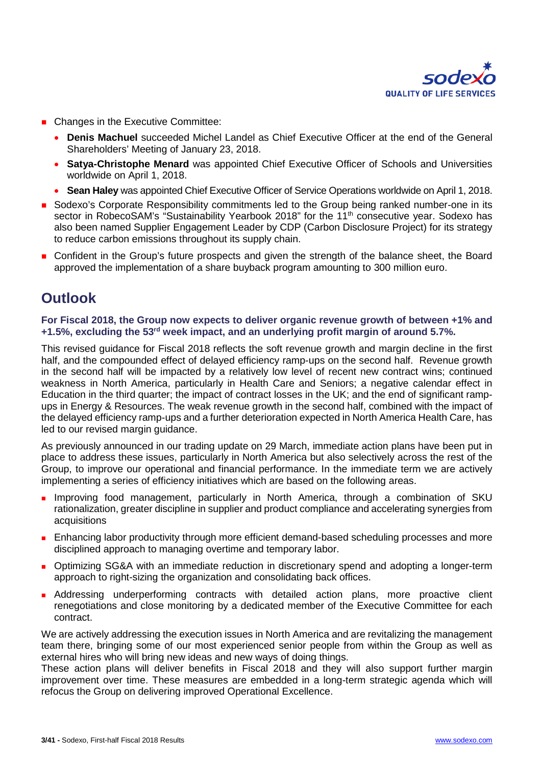- Changes in the Executive Committee:
  - **Denis Machuel** succeeded Michel Landel as Chief Executive Officer at the end of the General Shareholders' Meeting of January 23, 2018.
  - **Satya-Christophe Menard** was appointed Chief Executive Officer of Schools and Universities worldwide on April 1, 2018.
  - **Sean Haley** was appointed Chief Executive Officer of Service Operations worldwide on April 1, 2018.
- Sodexo's Corporate Responsibility commitments led to the Group being ranked number-one in its sector in RobecoSAM's "Sustainability Yearbook 2018" for the 11th consecutive year. Sodexo has also been named Supplier Engagement Leader by CDP (Carbon Disclosure Project) for its strategy to reduce carbon emissions throughout its supply chain.
- Confident in the Group's future prospects and given the strength of the balance sheet, the Board approved the implementation of a share buyback program amounting to 300 million euro.

## Outlook

**For Fiscal 2018, the Group now expects to deliver organic revenue growth of between +1% and +1.5%, excluding the 53rd week impact, and an underlying profit margin of around 5.7%.**

This revised guidance for Fiscal 2018 reflects the soft revenue growth and margin decline in the first half, and the compounded effect of delayed efficiency ramp-ups on the second half. Revenue growth in the second half will be impacted by a relatively low level of recent new contract wins; continued weakness in North America, particularly in Health Care and Seniors; a negative calendar effect in Education in the third quarter; the impact of contract losses in the UK; and the end of significant ramp-ups in Energy & Resources. The weak revenue growth in the second half, combined with the impact of the delayed efficiency ramp-ups and a further deterioration expected in North America Health Care, has led to our revised margin guidance.

As previously announced in our trading update on 29 March, immediate action plans have been put in place to address these issues, particularly in North America but also selectively across the rest of the Group, to improve our operational and financial performance. In the immediate term we are actively implementing a series of efficiency initiatives which are based on the following areas.

- Improving food management, particularly in North America, through a combination of SKU rationalization, greater discipline in supplier and product compliance and accelerating synergies from acquisitions
- Enhancing labor productivity through more efficient demand-based scheduling processes and more disciplined approach to managing overtime and temporary labor.
- Optimizing SG&A with an immediate reduction in discretionary spend and adopting a longer-term approach to right-sizing the organization and consolidating back offices.
- Addressing underperforming contracts with detailed action plans, more proactive client renegotiations and close monitoring by a dedicated member of the Executive Committee for each contract.

We are actively addressing the execution issues in North America and are revitalizing the management team there, bringing some of our most experienced senior people from within the Group as well as external hires who will bring new ideas and new ways of doing things.

These action plans will deliver benefits in Fiscal 2018 and they will also support further margin improvement over time. These measures are embedded in a long-term strategic agenda which will refocus the Group on delivering improved Operational Excellence.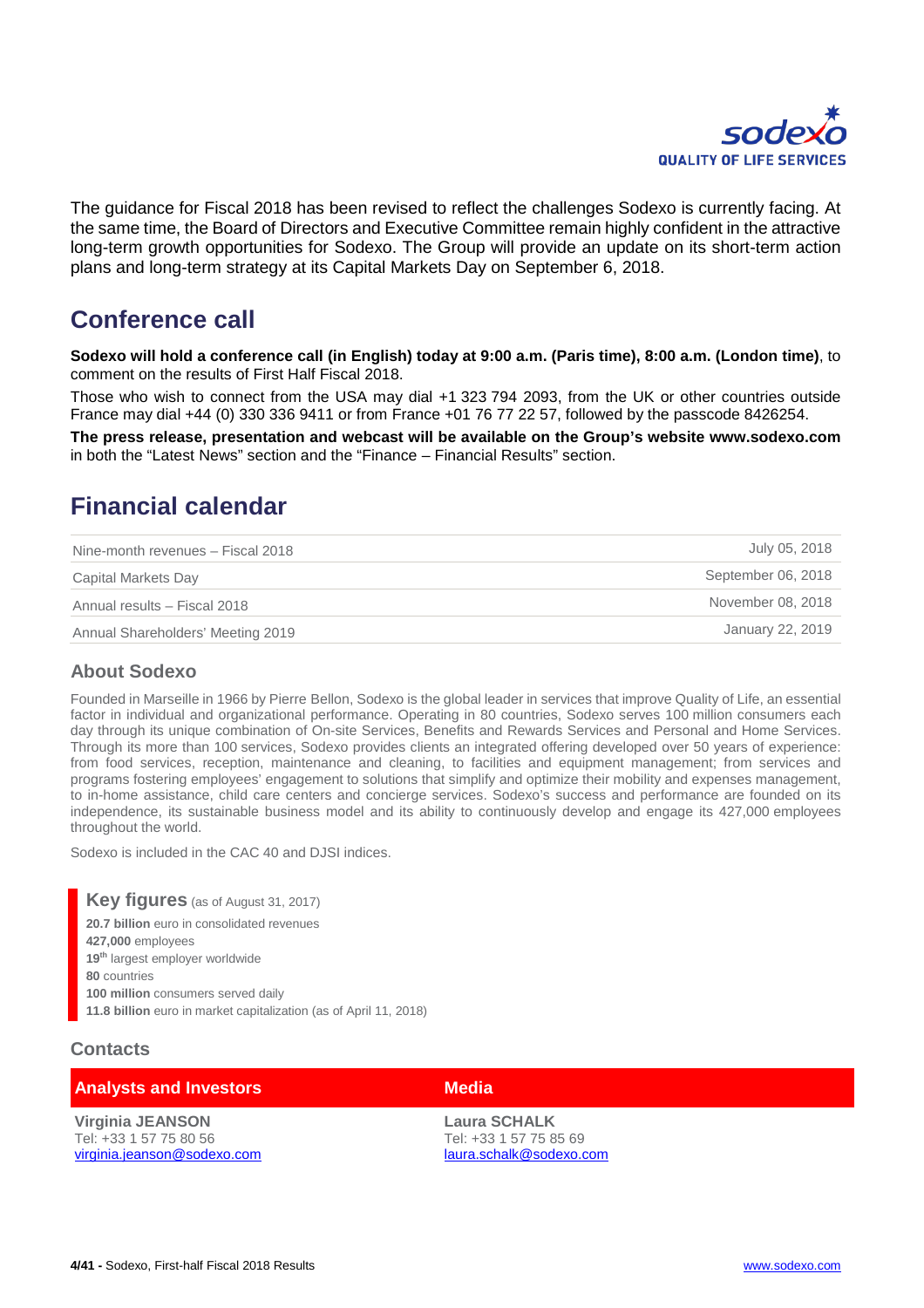The guidance for Fiscal 2018 has been revised to reflect the challenges Sodexo is currently facing. At the same time, the Board of Directors and Executive Committee remain highly confident in the attractive long-term growth opportunities for Sodexo. The Group will provide an update on its short-term action plans and long-term strategy at its Capital Markets Day on September 6, 2018.

## Conference call

**Sodexo will hold a conference call (in English) today at 9:00 a.m. (Paris time), 8:00 a.m. (London time)**, to comment on the results of First Half Fiscal 2018.

Those who wish to connect from the USA may dial +1 323 794 2093, from the UK or other countries outside France may dial +44 (0) 330 336 9411 or from France +01 76 77 22 57, followed by the passcode 8426254.

**The press release, presentation and webcast will be available on the Group's website www.sodexo.com** in both the "Latest News" section and the "Finance – Financial Results" section.

## Financial calendar

| | |
|---|---|
| Nine-month revenues – Fiscal 2018 | July 05, 2018 |
| Capital Markets Day | September 06, 2018 |
| Annual results – Fiscal 2018 | November 08, 2018 |
| Annual Shareholders' Meeting 2019 | January 22, 2019 |

### About Sodexo

Founded in Marseille in 1966 by Pierre Bellon, Sodexo is the global leader in services that improve Quality of Life, an essential factor in individual and organizational performance. Operating in 80 countries, Sodexo serves 100 million consumers each day through its unique combination of On-site Services, Benefits and Rewards Services and Personal and Home Services. Through its more than 100 services, Sodexo provides clients an integrated offering developed over 50 years of experience: from food services, reception, maintenance and cleaning, to facilities and equipment management; from services and programs fostering employees' engagement to solutions that simplify and optimize their mobility and expenses management, to in-home assistance, child care centers and concierge services. Sodexo's success and performance are founded on its independence, its sustainable business model and its ability to continuously develop and engage its 427,000 employees throughout the world.

Sodexo is included in the CAC 40 and DJSI indices.

**Key figures** (as of August 31, 2017)

**20.7 billion** euro in consolidated revenues
**427,000** employees
**19th** largest employer worldwide
**80** countries
**100 million** consumers served daily
**11.8 billion** euro in market capitalization (as of April 11, 2018)

### Contacts

| Analysts and Investors | Media |
|---|---|
| **Virginia JEANSON**<br>Tel: +33 1 57 75 80 56<br>virginia.jeanson@sodexo.com | **Laura SCHALK**<br>Tel: +33 1 57 75 85 69<br>laura.schalk@sodexo.com |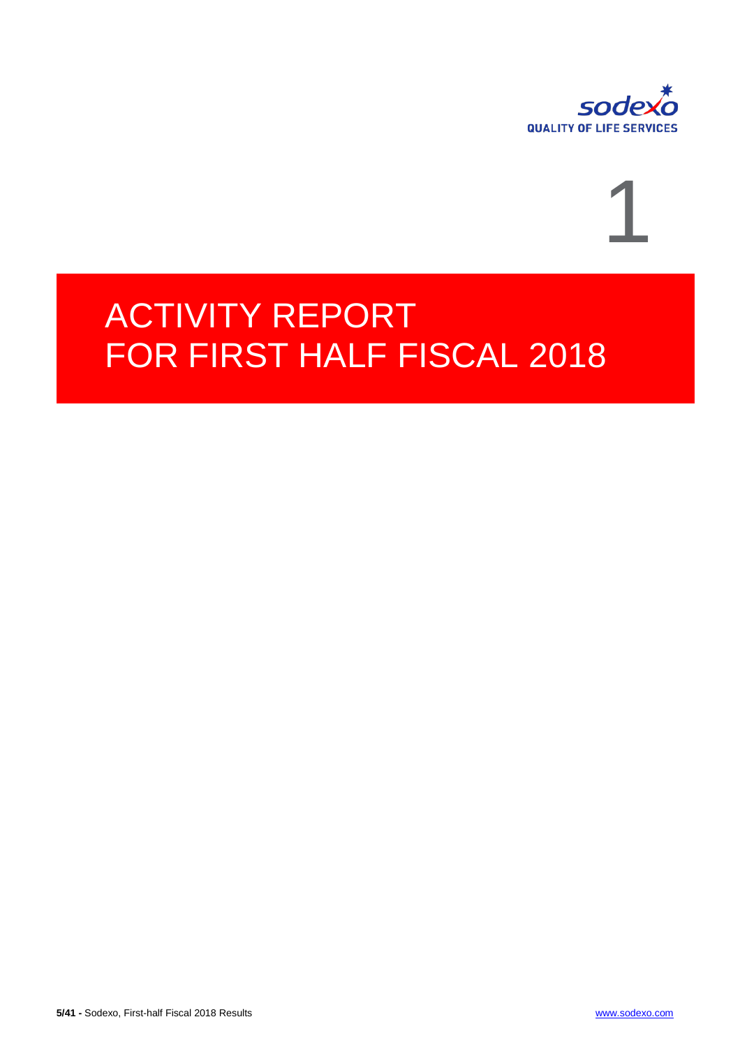# 1

# ACTIVITY REPORT FOR FIRST HALF FISCAL 2018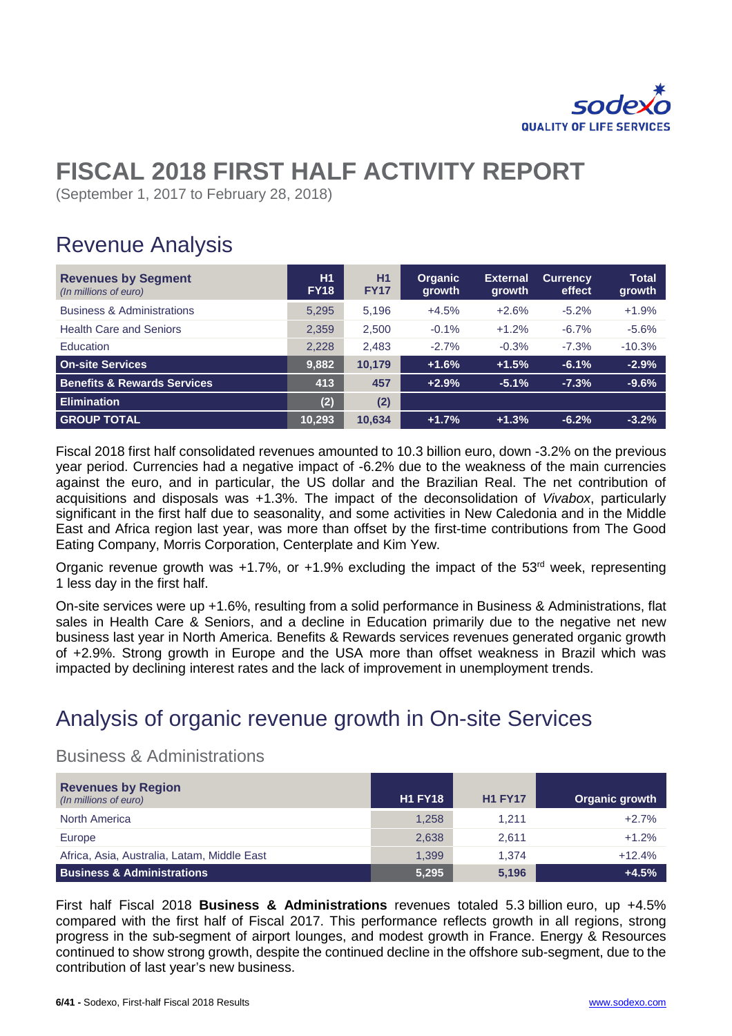# FISCAL 2018 FIRST HALF ACTIVITY REPORT

(September 1, 2017 to February 28, 2018)

## Revenue Analysis

| **Revenues by Segment** *(In millions of euro)* | H1 FY18 | H1 FY17 | Organic growth | External growth | Currency effect | Total growth |
|---|---|---|---|---|---|---|
| Business & Administrations | 5,295 | 5,196 | +4.5% | +2.6% | -5.2% | +1.9% |
| Health Care and Seniors | 2,359 | 2,500 | -0.1% | +1.2% | -6.7% | -5.6% |
| Education | 2,228 | 2,483 | -2.7% | -0.3% | -7.3% | -10.3% |
| **On-site Services** | **9,882** | **10,179** | **+1.6%** | **+1.5%** | **-6.1%** | **-2.9%** |
| **Benefits & Rewards Services** | **413** | **457** | **+2.9%** | **-5.1%** | **-7.3%** | **-9.6%** |
| **Elimination** | **(2)** | **(2)** | | | | |
| **GROUP TOTAL** | **10,293** | **10,634** | **+1.7%** | **+1.3%** | **-6.2%** | **-3.2%** |

Fiscal 2018 first half consolidated revenues amounted to 10.3 billion euro, down -3.2% on the previous year period. Currencies had a negative impact of -6.2% due to the weakness of the main currencies against the euro, and in particular, the US dollar and the Brazilian Real. The net contribution of acquisitions and disposals was +1.3%. The impact of the deconsolidation of *Vivabox*, particularly significant in the first half due to seasonality, and some activities in New Caledonia and in the Middle East and Africa region last year, was more than offset by the first-time contributions from The Good Eating Company, Morris Corporation, Centerplate and Kim Yew.

Organic revenue growth was +1.7%, or +1.9% excluding the impact of the 53rd week, representing 1 less day in the first half.

On-site services were up +1.6%, resulting from a solid performance in Business & Administrations, flat sales in Health Care & Seniors, and a decline in Education primarily due to the negative net new business last year in North America. Benefits & Rewards services revenues generated organic growth of +2.9%. Strong growth in Europe and the USA more than offset weakness in Brazil which was impacted by declining interest rates and the lack of improvement in unemployment trends.

## Analysis of organic revenue growth in On-site Services

### Business & Administrations

| **Revenues by Region** *(In millions of euro)* | H1 FY18 | H1 FY17 | Organic growth |
|---|---|---|---|
| North America | 1,258 | 1,211 | +2.7% |
| Europe | 2,638 | 2,611 | +1.2% |
| Africa, Asia, Australia, Latam, Middle East | 1,399 | 1,374 | +12.4% |
| **Business & Administrations** | **5,295** | **5,196** | **+4.5%** |

First half Fiscal 2018 **Business & Administrations** revenues totaled 5.3 billion euro, up +4.5% compared with the first half of Fiscal 2017. This performance reflects growth in all regions, strong progress in the sub-segment of airport lounges, and modest growth in France. Energy & Resources continued to show strong growth, despite the continued decline in the offshore sub-segment, due to the contribution of last year's new business.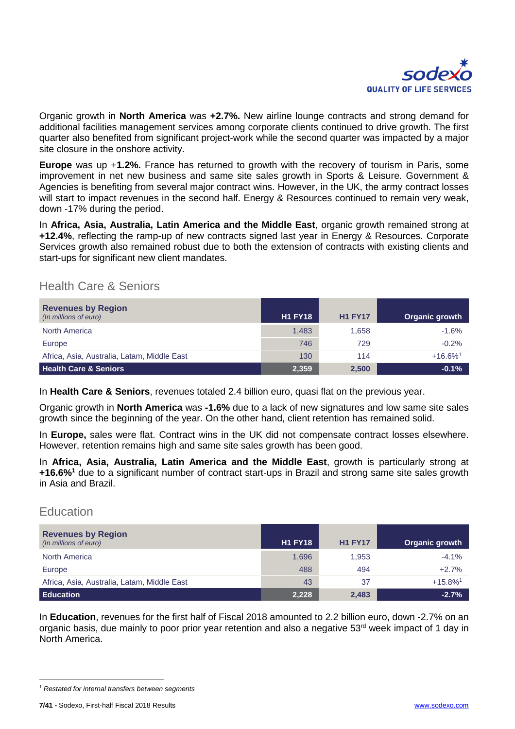Organic growth in **North America** was **+2.7%.** New airline lounge contracts and strong demand for additional facilities management services among corporate clients continued to drive growth. The first quarter also benefited from significant project-work while the second quarter was impacted by a major site closure in the onshore activity.

**Europe** was up +**1.2%.** France has returned to growth with the recovery of tourism in Paris, some improvement in net new business and same site sales growth in Sports & Leisure. Government & Agencies is benefiting from several major contract wins. However, in the UK, the army contract losses will start to impact revenues in the second half. Energy & Resources continued to remain very weak, down -17% during the period.

In **Africa, Asia, Australia, Latin America and the Middle East**, organic growth remained strong at **+12.4%**, reflecting the ramp-up of new contracts signed last year in Energy & Resources. Corporate Services growth also remained robust due to both the extension of contracts with existing clients and start-ups for significant new client mandates.

## Health Care & Seniors

| **Revenues by Region** *(In millions of euro)* | H1 FY18 | H1 FY17 | Organic growth |
|---|---|---|---|
| North America | 1,483 | 1,658 | -1.6% |
| Europe | 746 | 729 | -0.2% |
| Africa, Asia, Australia, Latam, Middle East | 130 | 114 | +16.6%[1] |
| **Health Care & Seniors** | **2,359** | **2,500** | **-0.1%** |

In **Health Care & Seniors**, revenues totaled 2.4 billion euro, quasi flat on the previous year.

Organic growth in **North America** was **-1.6%** due to a lack of new signatures and low same site sales growth since the beginning of the year. On the other hand, client retention has remained solid.

In **Europe,** sales were flat. Contract wins in the UK did not compensate contract losses elsewhere. However, retention remains high and same site sales growth has been good.

In **Africa, Asia, Australia, Latin America and the Middle East**, growth is particularly strong at **+16.6%**[1] due to a significant number of contract start-ups in Brazil and strong same site sales growth in Asia and Brazil.

## Education

| **Revenues by Region** *(In millions of euro)* | H1 FY18 | H1 FY17 | Organic growth |
|---|---|---|---|
| North America | 1,696 | 1,953 | -4.1% |
| Europe | 488 | 494 | +2.7% |
| Africa, Asia, Australia, Latam, Middle East | 43 | 37 | +15.8%[1] |
| **Education** | **2,228** | **2,483** | **-2.7%** |

In **Education**, revenues for the first half of Fiscal 2018 amounted to 2.2 billion euro, down -2.7% on an organic basis, due mainly to poor prior year retention and also a negative 53rd week impact of 1 day in North America.

---

[1] *Restated for internal transfers between segments*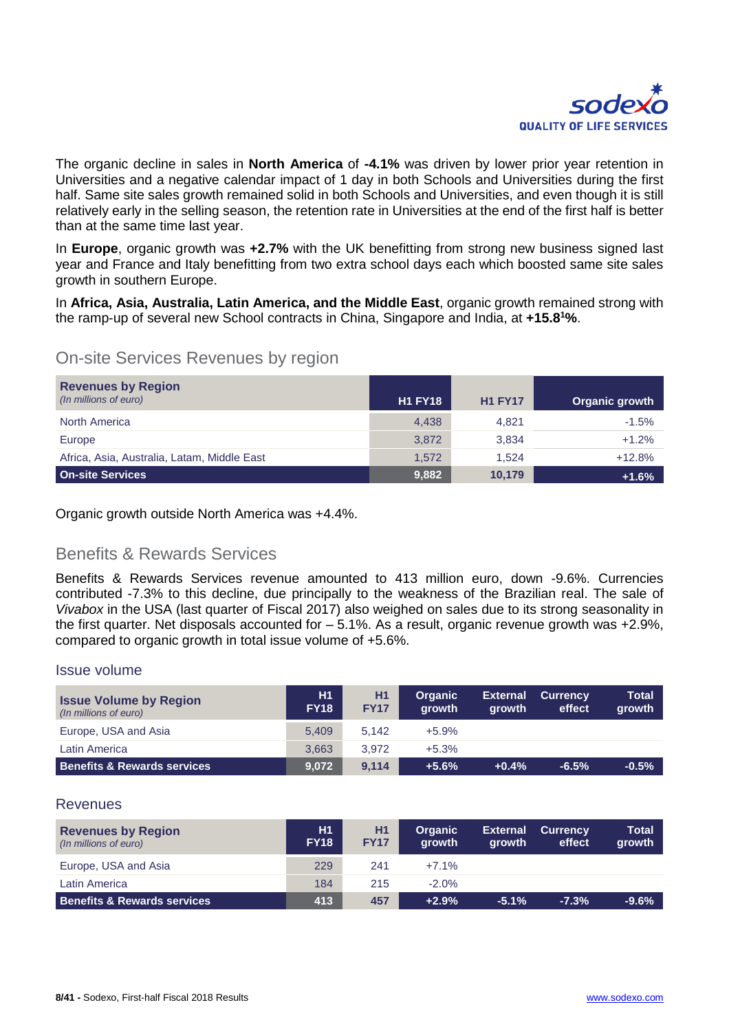The organic decline in sales in **North America** of **-4.1%** was driven by lower prior year retention in Universities and a negative calendar impact of 1 day in both Schools and Universities during the first half. Same site sales growth remained solid in both Schools and Universities, and even though it is still relatively early in the selling season, the retention rate in Universities at the end of the first half is better than at the same time last year.

In **Europe**, organic growth was **+2.7%** with the UK benefitting from strong new business signed last year and France and Italy benefitting from two extra school days each which boosted same site sales growth in southern Europe.

In **Africa, Asia, Australia, Latin America, and the Middle East**, organic growth remained strong with the ramp-up of several new School contracts in China, Singapore and India, at **+15.8[1]%**.

## On-site Services Revenues by region

| **Revenues by Region** *(In millions of euro)* | H1 FY18 | H1 FY17 | Organic growth |
|---|---|---|---|
| North America | 4,438 | 4,821 | -1.5% |
| Europe | 3,872 | 3,834 | +1.2% |
| Africa, Asia, Australia, Latam, Middle East | 1,572 | 1,524 | +12.8% |
| **On-site Services** | **9,882** | **10,179** | **+1.6%** |

Organic growth outside North America was +4.4%.

## Benefits & Rewards Services

Benefits & Rewards Services revenue amounted to 413 million euro, down -9.6%. Currencies contributed -7.3% to this decline, due principally to the weakness of the Brazilian real. The sale of *Vivabox* in the USA (last quarter of Fiscal 2017) also weighed on sales due to its strong seasonality in the first quarter. Net disposals accounted for – 5.1%. As a result, organic revenue growth was +2.9%, compared to organic growth in total issue volume of +5.6%.

### Issue volume

| **Issue Volume by Region** *(In millions of euro)* | H1 FY18 | H1 FY17 | Organic growth | External growth | Currency effect | Total growth |
|---|---|---|---|---|---|---|
| Europe, USA and Asia | 5,409 | 5,142 | +5.9% | | | |
| Latin America | 3,663 | 3,972 | +5.3% | | | |
| **Benefits & Rewards services** | **9,072** | **9,114** | **+5.6%** | **+0.4%** | **-6.5%** | **-0.5%** |

### Revenues

| **Revenues by Region** *(In millions of euro)* | H1 FY18 | H1 FY17 | Organic growth | External growth | Currency effect | Total growth |
|---|---|---|---|---|---|---|
| Europe, USA and Asia | 229 | 241 | +7.1% | | | |
| Latin America | 184 | 215 | -2.0% | | | |
| **Benefits & Rewards services** | **413** | **457** | **+2.9%** | **-5.1%** | **-7.3%** | **-9.6%** |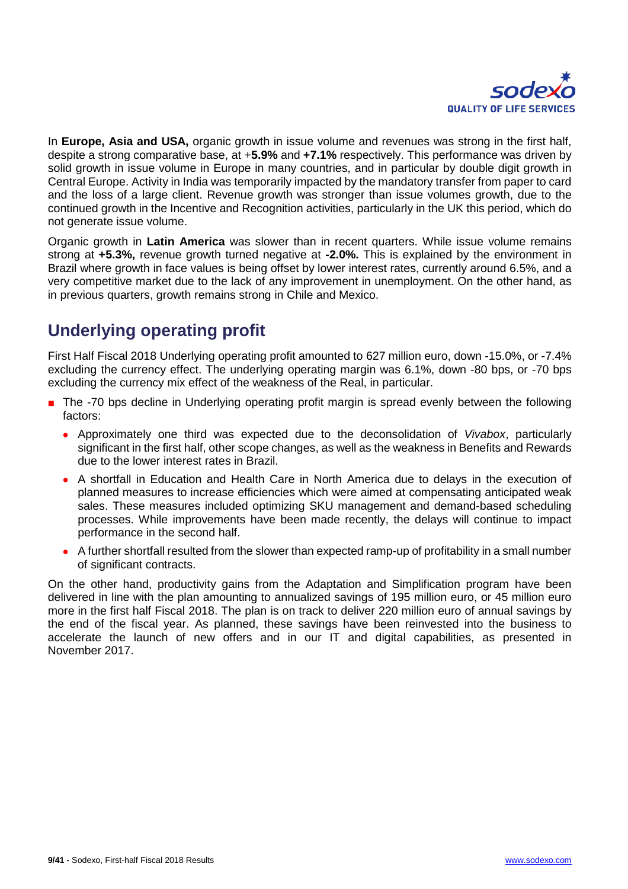In **Europe, Asia and USA,** organic growth in issue volume and revenues was strong in the first half, despite a strong comparative base, at +**5.9%** and **+7.1%** respectively. This performance was driven by solid growth in issue volume in Europe in many countries, and in particular by double digit growth in Central Europe. Activity in India was temporarily impacted by the mandatory transfer from paper to card and the loss of a large client. Revenue growth was stronger than issue volumes growth, due to the continued growth in the Incentive and Recognition activities, particularly in the UK this period, which do not generate issue volume.

Organic growth in **Latin America** was slower than in recent quarters. While issue volume remains strong at **+5.3%,** revenue growth turned negative at **-2.0%.** This is explained by the environment in Brazil where growth in face values is being offset by lower interest rates, currently around 6.5%, and a very competitive market due to the lack of any improvement in unemployment. On the other hand, as in previous quarters, growth remains strong in Chile and Mexico.

## Underlying operating profit

First Half Fiscal 2018 Underlying operating profit amounted to 627 million euro, down -15.0%, or -7.4% excluding the currency effect. The underlying operating margin was 6.1%, down -80 bps, or -70 bps excluding the currency mix effect of the weakness of the Real, in particular.

- The -70 bps decline in Underlying operating profit margin is spread evenly between the following factors:
  - Approximately one third was expected due to the deconsolidation of *Vivabox*, particularly significant in the first half, other scope changes, as well as the weakness in Benefits and Rewards due to the lower interest rates in Brazil.
  - A shortfall in Education and Health Care in North America due to delays in the execution of planned measures to increase efficiencies which were aimed at compensating anticipated weak sales. These measures included optimizing SKU management and demand-based scheduling processes. While improvements have been made recently, the delays will continue to impact performance in the second half.
  - A further shortfall resulted from the slower than expected ramp-up of profitability in a small number of significant contracts.

On the other hand, productivity gains from the Adaptation and Simplification program have been delivered in line with the plan amounting to annualized savings of 195 million euro, or 45 million euro more in the first half Fiscal 2018. The plan is on track to deliver 220 million euro of annual savings by the end of the fiscal year. As planned, these savings have been reinvested into the business to accelerate the launch of new offers and in our IT and digital capabilities, as presented in November 2017.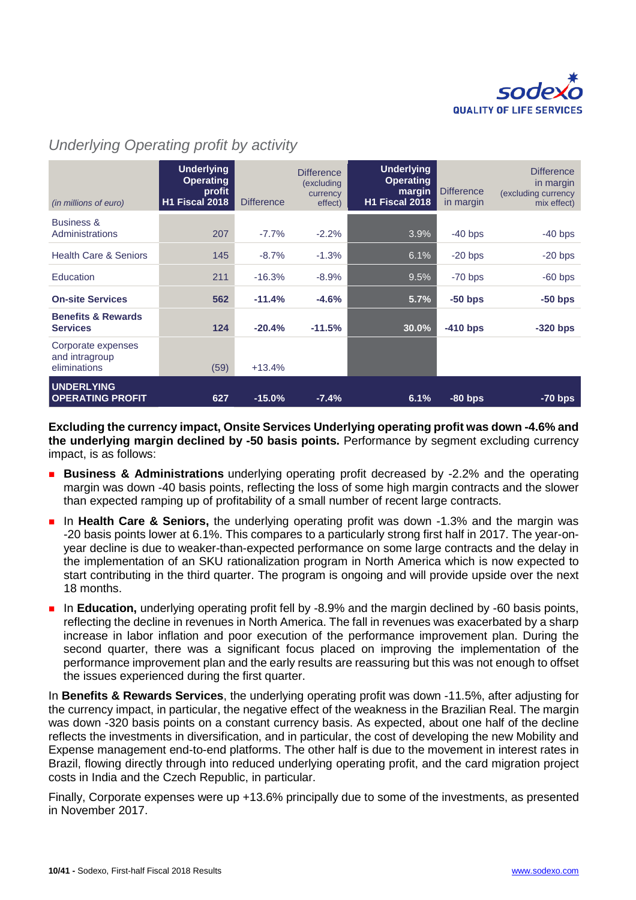## *Underlying Operating profit by activity*

| *(in millions of euro)* | Underlying Operating profit H1 Fiscal 2018 | Difference | Difference (excluding currency effect) | Underlying Operating margin H1 Fiscal 2018 | Difference in margin | Difference in margin (excluding currency mix effect) |
|---|---|---|---|---|---|---|
| Business & Administrations | 207 | -7.7% | -2.2% | 3.9% | -40 bps | -40 bps |
| Health Care & Seniors | 145 | -8.7% | -1.3% | 6.1% | -20 bps | -20 bps |
| Education | 211 | -16.3% | -8.9% | 9.5% | -70 bps | -60 bps |
| **On-site Services** | **562** | **-11.4%** | **-4.6%** | **5.7%** | **-50 bps** | **-50 bps** |
| **Benefits & Rewards Services** | **124** | **-20.4%** | **-11.5%** | **30.0%** | **-410 bps** | **-320 bps** |
| Corporate expenses and intragroup eliminations | (59) | +13.4% | | | | |
| **UNDERLYING OPERATING PROFIT** | **627** | **-15.0%** | **-7.4%** | **6.1%** | **-80 bps** | **-70 bps** |

**Excluding the currency impact, Onsite Services Underlying operating profit was down -4.6% and the underlying margin declined by -50 basis points.** Performance by segment excluding currency impact, is as follows:

- **Business & Administrations** underlying operating profit decreased by -2.2% and the operating margin was down -40 basis points, reflecting the loss of some high margin contracts and the slower than expected ramping up of profitability of a small number of recent large contracts.
- In **Health Care & Seniors,** the underlying operating profit was down -1.3% and the margin was -20 basis points lower at 6.1%. This compares to a particularly strong first half in 2017. The year-on-year decline is due to weaker-than-expected performance on some large contracts and the delay in the implementation of an SKU rationalization program in North America which is now expected to start contributing in the third quarter. The program is ongoing and will provide upside over the next 18 months.
- In **Education,** underlying operating profit fell by -8.9% and the margin declined by -60 basis points, reflecting the decline in revenues in North America. The fall in revenues was exacerbated by a sharp increase in labor inflation and poor execution of the performance improvement plan. During the second quarter, there was a significant focus placed on improving the implementation of the performance improvement plan and the early results are reassuring but this was not enough to offset the issues experienced during the first quarter.

In **Benefits & Rewards Services**, the underlying operating profit was down -11.5%, after adjusting for the currency impact, in particular, the negative effect of the weakness in the Brazilian Real. The margin was down -320 basis points on a constant currency basis. As expected, about one half of the decline reflects the investments in diversification, and in particular, the cost of developing the new Mobility and Expense management end-to-end platforms. The other half is due to the movement in interest rates in Brazil, flowing directly through into reduced underlying operating profit, and the card migration project costs in India and the Czech Republic, in particular.

Finally, Corporate expenses were up +13.6% principally due to some of the investments, as presented in November 2017.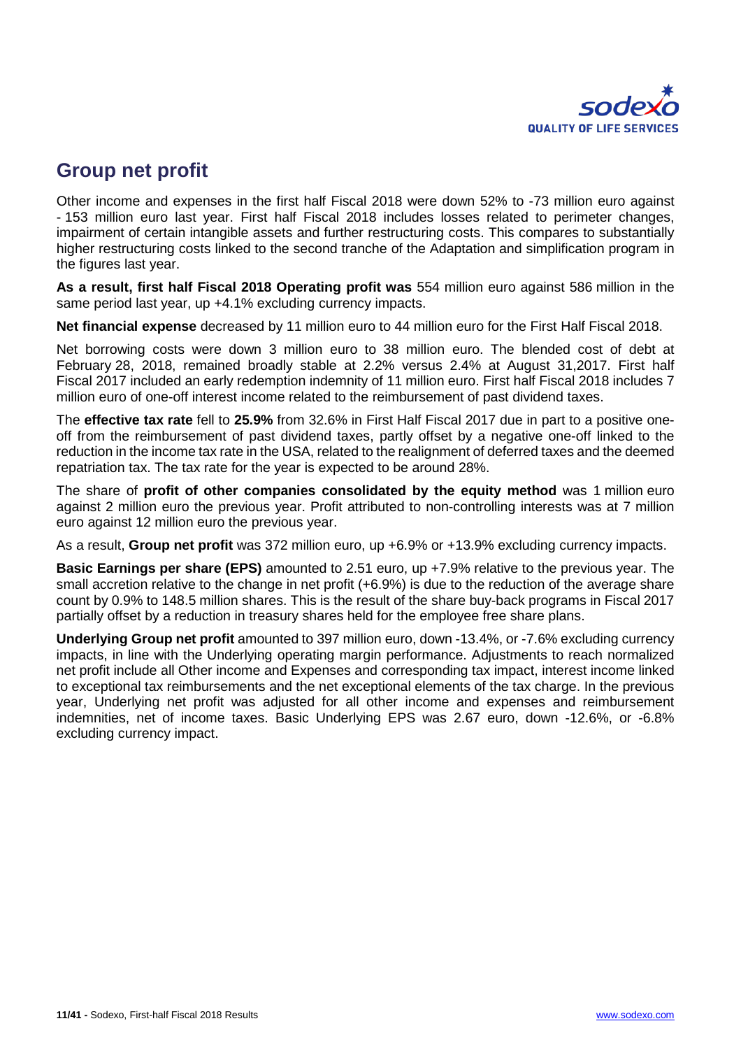## Group net profit

Other income and expenses in the first half Fiscal 2018 were down 52% to -73 million euro against - 153 million euro last year. First half Fiscal 2018 includes losses related to perimeter changes, impairment of certain intangible assets and further restructuring costs. This compares to substantially higher restructuring costs linked to the second tranche of the Adaptation and simplification program in the figures last year.

**As a result, first half Fiscal 2018 Operating profit was** 554 million euro against 586 million in the same period last year, up +4.1% excluding currency impacts.

**Net financial expense** decreased by 11 million euro to 44 million euro for the First Half Fiscal 2018.

Net borrowing costs were down 3 million euro to 38 million euro. The blended cost of debt at February 28, 2018, remained broadly stable at 2.2% versus 2.4% at August 31,2017. First half Fiscal 2017 included an early redemption indemnity of 11 million euro. First half Fiscal 2018 includes 7 million euro of one-off interest income related to the reimbursement of past dividend taxes.

The **effective tax rate** fell to **25.9%** from 32.6% in First Half Fiscal 2017 due in part to a positive one-off from the reimbursement of past dividend taxes, partly offset by a negative one-off linked to the reduction in the income tax rate in the USA, related to the realignment of deferred taxes and the deemed repatriation tax. The tax rate for the year is expected to be around 28%.

The share of **profit of other companies consolidated by the equity method** was 1 million euro against 2 million euro the previous year. Profit attributed to non-controlling interests was at 7 million euro against 12 million euro the previous year.

As a result, **Group net profit** was 372 million euro, up +6.9% or +13.9% excluding currency impacts.

**Basic Earnings per share (EPS)** amounted to 2.51 euro, up +7.9% relative to the previous year. The small accretion relative to the change in net profit (+6.9%) is due to the reduction of the average share count by 0.9% to 148.5 million shares. This is the result of the share buy-back programs in Fiscal 2017 partially offset by a reduction in treasury shares held for the employee free share plans.

**Underlying Group net profit** amounted to 397 million euro, down -13.4%, or -7.6% excluding currency impacts, in line with the Underlying operating margin performance. Adjustments to reach normalized net profit include all Other income and Expenses and corresponding tax impact, interest income linked to exceptional tax reimbursements and the net exceptional elements of the tax charge. In the previous year, Underlying net profit was adjusted for all other income and expenses and reimbursement indemnities, net of income taxes. Basic Underlying EPS was 2.67 euro, down -12.6%, or -6.8% excluding currency impact.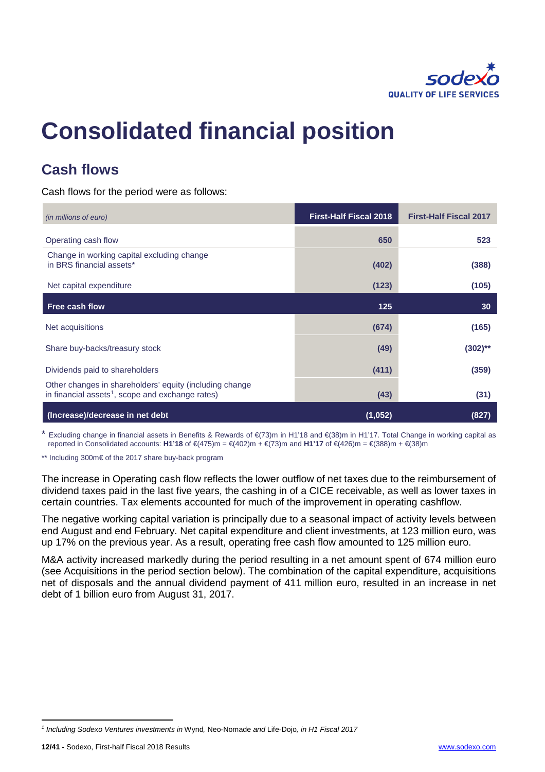# Consolidated financial position

## Cash flows

Cash flows for the period were as follows:

| *(in millions of euro)* | First-Half Fiscal 2018 | First-Half Fiscal 2017 |
|---|---|---|
| Operating cash flow | 650 | 523 |
| Change in working capital excluding change in BRS financial assets* | (402) | (388) |
| Net capital expenditure | (123) | (105) |
| **Free cash flow** | **125** | **30** |
| Net acquisitions | (674) | (165) |
| Share buy-backs/treasury stock | (49) | (302)** |
| Dividends paid to shareholders | (411) | (359) |
| Other changes in shareholders' equity (including change in financial assets[1], scope and exchange rates) | (43) | (31) |
| **(Increase)/decrease in net debt** | **(1,052)** | **(827)** |

\* Excluding change in financial assets in Benefits & Rewards of €(73)m in H1'18 and €(38)m in H1'17. Total Change in working capital as reported in Consolidated accounts: **H1'18** of €(475)m = €(402)m + €(73)m and **H1'17** of €(426)m = €(388)m + €(38)m

** Including 300m€ of the 2017 share buy-back program

The increase in Operating cash flow reflects the lower outflow of net taxes due to the reimbursement of dividend taxes paid in the last five years, the cashing in of a CICE receivable, as well as lower taxes in certain countries. Tax elements accounted for much of the improvement in operating cashflow.

The negative working capital variation is principally due to a seasonal impact of activity levels between end August and end February. Net capital expenditure and client investments, at 123 million euro, was up 17% on the previous year. As a result, operating free cash flow amounted to 125 million euro.

M&A activity increased markedly during the period resulting in a net amount spent of 674 million euro (see Acquisitions in the period section below). The combination of the capital expenditure, acquisitions net of disposals and the annual dividend payment of 411 million euro, resulted in an increase in net debt of 1 billion euro from August 31, 2017.

[1] *Including Sodexo Ventures investments in* Wynd*,* Neo-Nomade *and* Life-Dojo*, in H1 Fiscal 2017*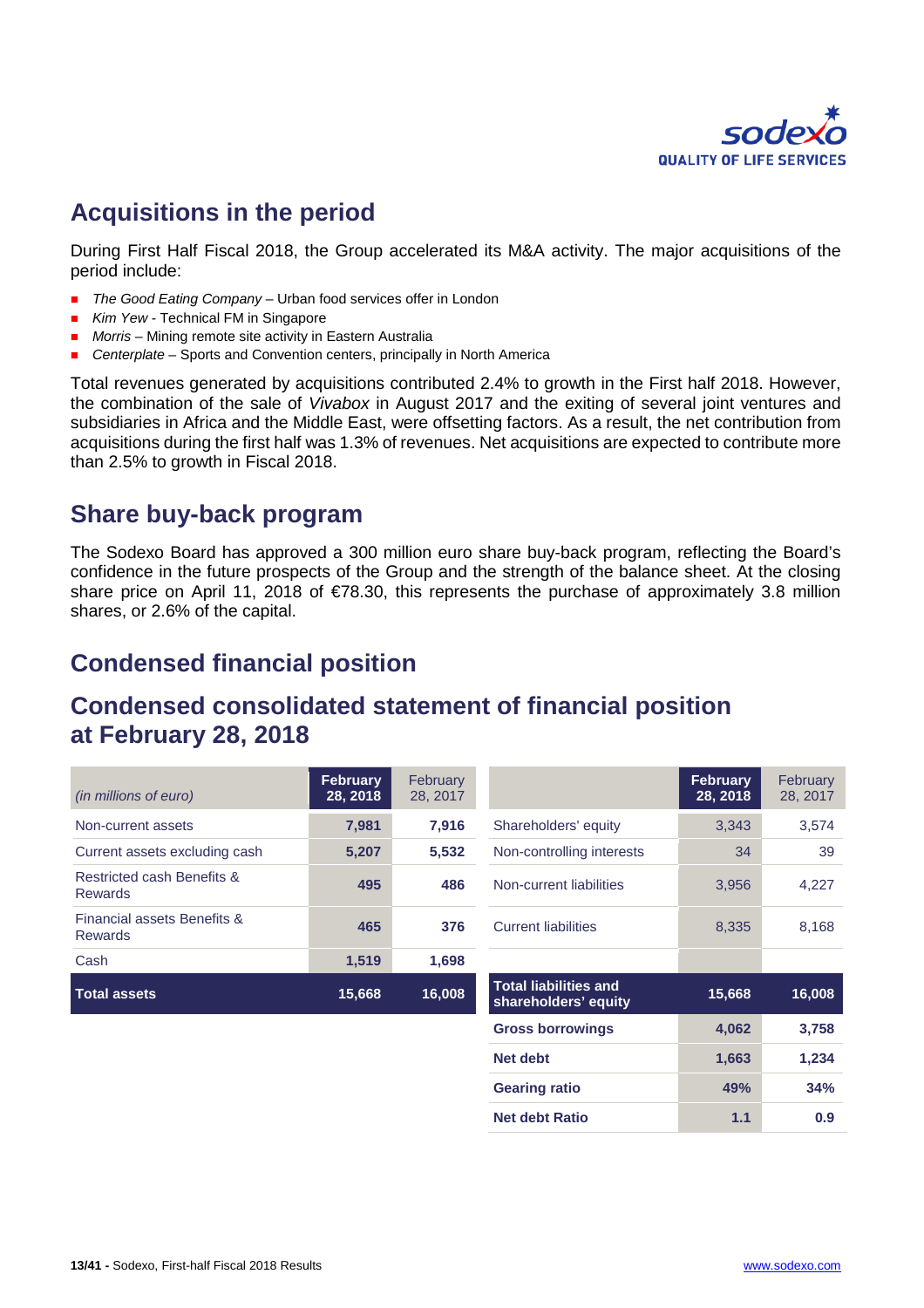## Acquisitions in the period

During First Half Fiscal 2018, the Group accelerated its M&A activity. The major acquisitions of the period include:

- *The Good Eating Company* – Urban food services offer in London
- *Kim Yew* - Technical FM in Singapore
- *Morris* – Mining remote site activity in Eastern Australia
- *Centerplate* – Sports and Convention centers, principally in North America

Total revenues generated by acquisitions contributed 2.4% to growth in the First half 2018. However, the combination of the sale of *Vivabox* in August 2017 and the exiting of several joint ventures and subsidiaries in Africa and the Middle East, were offsetting factors. As a result, the net contribution from acquisitions during the first half was 1.3% of revenues. Net acquisitions are expected to contribute more than 2.5% to growth in Fiscal 2018.

## Share buy-back program

The Sodexo Board has approved a 300 million euro share buy-back program, reflecting the Board's confidence in the future prospects of the Group and the strength of the balance sheet. At the closing share price on April 11, 2018 of €78.30, this represents the purchase of approximately 3.8 million shares, or 2.6% of the capital.

## Condensed financial position

## Condensed consolidated statement of financial position at February 28, 2018

| *(in millions of euro)* | February 28, 2018 | February 28, 2017 |
|---|---|---|
| Non-current assets | 7,981 | 7,916 |
| Current assets excluding cash | 5,207 | 5,532 |
| Restricted cash Benefits & Rewards | 495 | 486 |
| Financial assets Benefits & Rewards | 465 | 376 |
| Cash | 1,519 | 1,698 |
| **Total assets** | **15,668** | **16,008** |

| | February 28, 2018 | February 28, 2017 |
|---|---|---|
| Shareholders' equity | 3,343 | 3,574 |
| Non-controlling interests | 34 | 39 |
| Non-current liabilities | 3,956 | 4,227 |
| Current liabilities | 8,335 | 8,168 |
| **Total liabilities and shareholders' equity** | **15,668** | **16,008** |
| **Gross borrowings** | **4,062** | **3,758** |
| **Net debt** | **1,663** | **1,234** |
| **Gearing ratio** | **49%** | **34%** |
| **Net debt Ratio** | **1.1** | **0.9** |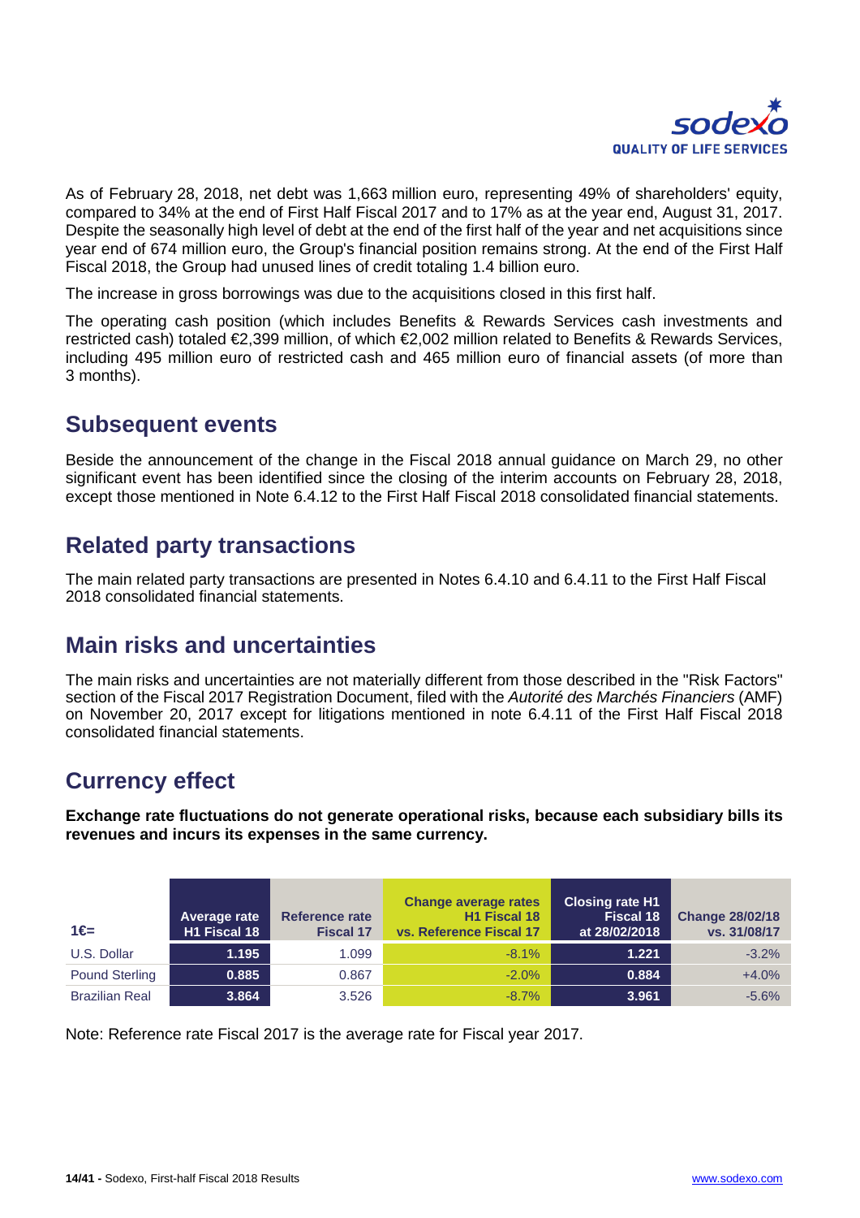As of February 28, 2018, net debt was 1,663 million euro, representing 49% of shareholders' equity, compared to 34% at the end of First Half Fiscal 2017 and to 17% as at the year end, August 31, 2017. Despite the seasonally high level of debt at the end of the first half of the year and net acquisitions since year end of 674 million euro, the Group's financial position remains strong. At the end of the First Half Fiscal 2018, the Group had unused lines of credit totaling 1.4 billion euro.

The increase in gross borrowings was due to the acquisitions closed in this first half.

The operating cash position (which includes Benefits & Rewards Services cash investments and restricted cash) totaled €2,399 million, of which €2,002 million related to Benefits & Rewards Services, including 495 million euro of restricted cash and 465 million euro of financial assets (of more than 3 months).

## Subsequent events

Beside the announcement of the change in the Fiscal 2018 annual guidance on March 29, no other significant event has been identified since the closing of the interim accounts on February 28, 2018, except those mentioned in Note 6.4.12 to the First Half Fiscal 2018 consolidated financial statements.

## Related party transactions

The main related party transactions are presented in Notes 6.4.10 and 6.4.11 to the First Half Fiscal 2018 consolidated financial statements.

## Main risks and uncertainties

The main risks and uncertainties are not materially different from those described in the "Risk Factors" section of the Fiscal 2017 Registration Document, filed with the *Autorité des Marchés Financiers* (AMF) on November 20, 2017 except for litigations mentioned in note 6.4.11 of the First Half Fiscal 2018 consolidated financial statements.

## Currency effect

**Exchange rate fluctuations do not generate operational risks, because each subsidiary bills its revenues and incurs its expenses in the same currency.**

| 1€= | Average rate H1 Fiscal 18 | Reference rate Fiscal 17 | Change average rates H1 Fiscal 18 vs. Reference Fiscal 17 | Closing rate H1 Fiscal 18 at 28/02/2018 | Change 28/02/18 vs. 31/08/17 |
|---|---|---|---|---|---|
| U.S. Dollar | 1.195 | 1.099 | -8.1% | 1.221 | -3.2% |
| Pound Sterling | 0.885 | 0.867 | -2.0% | 0.884 | +4.0% |
| Brazilian Real | 3.864 | 3.526 | -8.7% | 3.961 | -5.6% |

Note: Reference rate Fiscal 2017 is the average rate for Fiscal year 2017.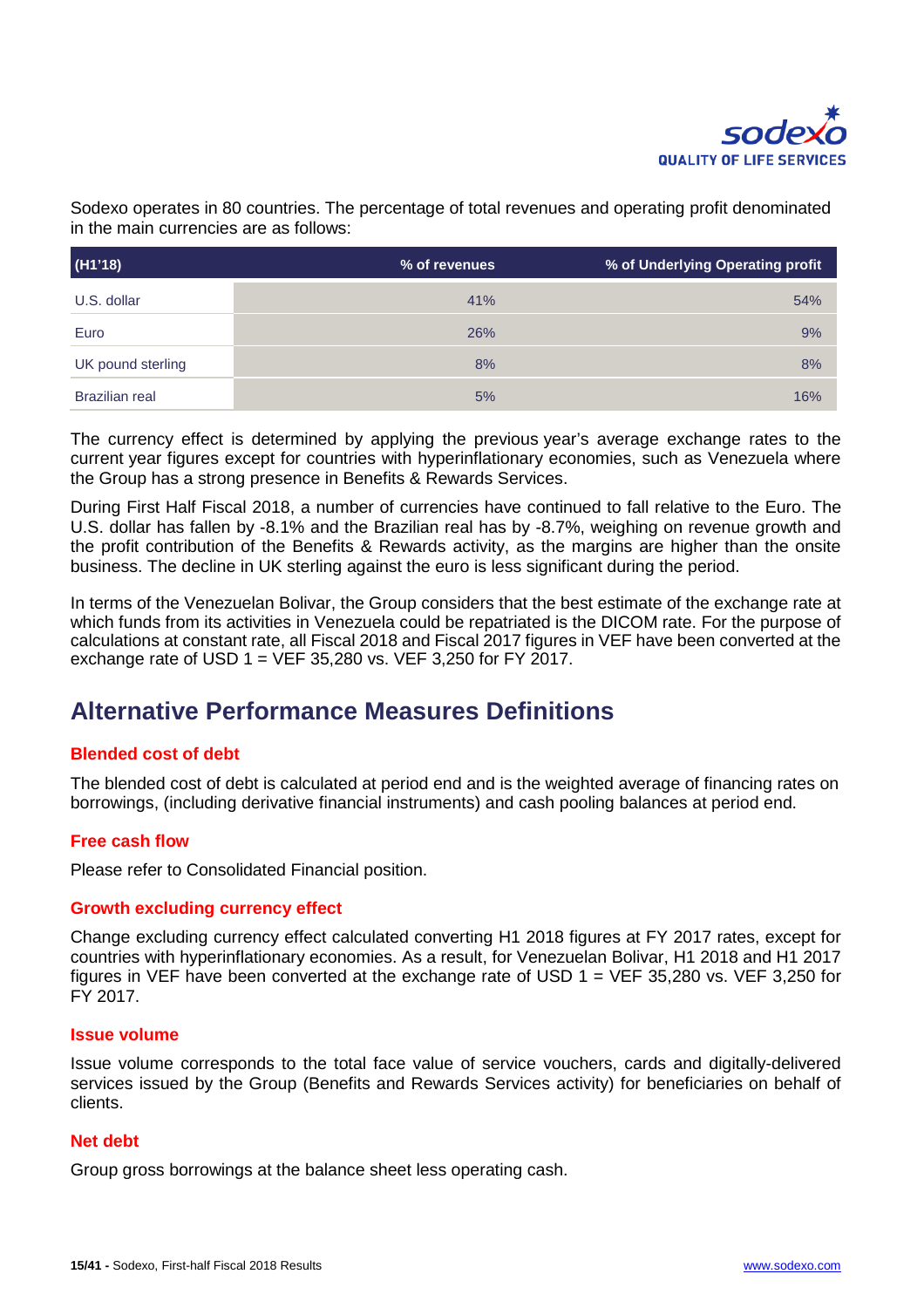Sodexo operates in 80 countries. The percentage of total revenues and operating profit denominated in the main currencies are as follows:

| (H1'18) | % of revenues | % of Underlying Operating profit |
|---|---|---|
| U.S. dollar | 41% | 54% |
| Euro | 26% | 9% |
| UK pound sterling | 8% | 8% |
| Brazilian real | 5% | 16% |

The currency effect is determined by applying the previous year's average exchange rates to the current year figures except for countries with hyperinflationary economies, such as Venezuela where the Group has a strong presence in Benefits & Rewards Services.

During First Half Fiscal 2018, a number of currencies have continued to fall relative to the Euro. The U.S. dollar has fallen by -8.1% and the Brazilian real has by -8.7%, weighing on revenue growth and the profit contribution of the Benefits & Rewards activity, as the margins are higher than the onsite business. The decline in UK sterling against the euro is less significant during the period.

In terms of the Venezuelan Bolivar, the Group considers that the best estimate of the exchange rate at which funds from its activities in Venezuela could be repatriated is the DICOM rate. For the purpose of calculations at constant rate, all Fiscal 2018 and Fiscal 2017 figures in VEF have been converted at the exchange rate of USD 1 = VEF 35,280 vs. VEF 3,250 for FY 2017.

## Alternative Performance Measures Definitions

### Blended cost of debt

The blended cost of debt is calculated at period end and is the weighted average of financing rates on borrowings, (including derivative financial instruments) and cash pooling balances at period end.

### Free cash flow

Please refer to Consolidated Financial position.

### Growth excluding currency effect

Change excluding currency effect calculated converting H1 2018 figures at FY 2017 rates, except for countries with hyperinflationary economies. As a result, for Venezuelan Bolivar, H1 2018 and H1 2017 figures in VEF have been converted at the exchange rate of USD 1 = VEF 35,280 vs. VEF 3,250 for FY 2017.

### Issue volume

Issue volume corresponds to the total face value of service vouchers, cards and digitally-delivered services issued by the Group (Benefits and Rewards Services activity) for beneficiaries on behalf of clients.

### Net debt

Group gross borrowings at the balance sheet less operating cash.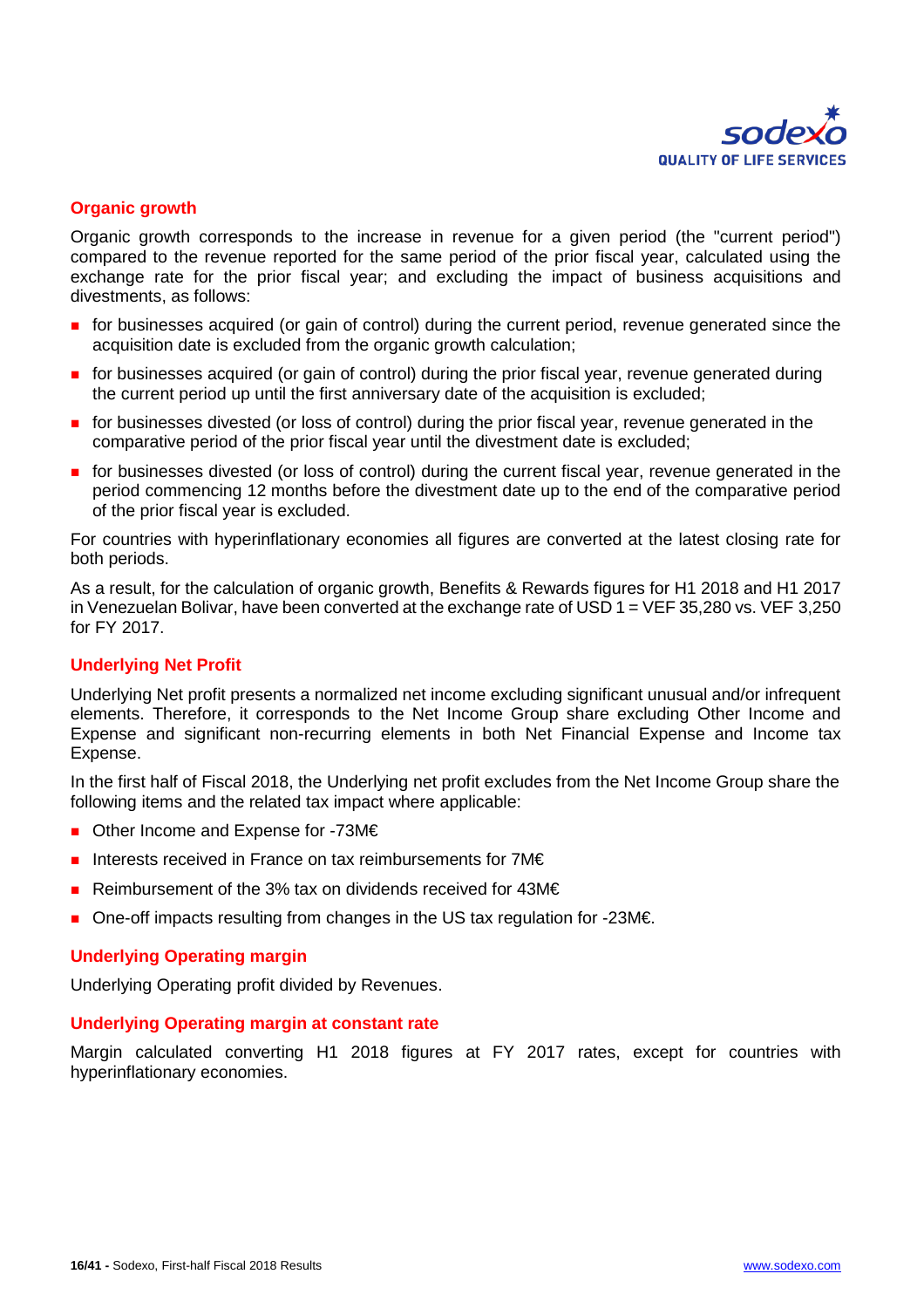## Organic growth

Organic growth corresponds to the increase in revenue for a given period (the "current period") compared to the revenue reported for the same period of the prior fiscal year, calculated using the exchange rate for the prior fiscal year; and excluding the impact of business acquisitions and divestments, as follows:

- for businesses acquired (or gain of control) during the current period, revenue generated since the acquisition date is excluded from the organic growth calculation;
- for businesses acquired (or gain of control) during the prior fiscal year, revenue generated during the current period up until the first anniversary date of the acquisition is excluded;
- for businesses divested (or loss of control) during the prior fiscal year, revenue generated in the comparative period of the prior fiscal year until the divestment date is excluded;
- for businesses divested (or loss of control) during the current fiscal year, revenue generated in the period commencing 12 months before the divestment date up to the end of the comparative period of the prior fiscal year is excluded.

For countries with hyperinflationary economies all figures are converted at the latest closing rate for both periods.

As a result, for the calculation of organic growth, Benefits & Rewards figures for H1 2018 and H1 2017 in Venezuelan Bolivar, have been converted at the exchange rate of USD 1 = VEF 35,280 vs. VEF 3,250 for FY 2017.

## Underlying Net Profit

Underlying Net profit presents a normalized net income excluding significant unusual and/or infrequent elements. Therefore, it corresponds to the Net Income Group share excluding Other Income and Expense and significant non-recurring elements in both Net Financial Expense and Income tax Expense.

In the first half of Fiscal 2018, the Underlying net profit excludes from the Net Income Group share the following items and the related tax impact where applicable:

- Other Income and Expense for -73M€
- Interests received in France on tax reimbursements for 7M€
- Reimbursement of the 3% tax on dividends received for 43M€
- One-off impacts resulting from changes in the US tax regulation for -23M€.

## Underlying Operating margin

Underlying Operating profit divided by Revenues.

## Underlying Operating margin at constant rate

Margin calculated converting H1 2018 figures at FY 2017 rates, except for countries with hyperinflationary economies.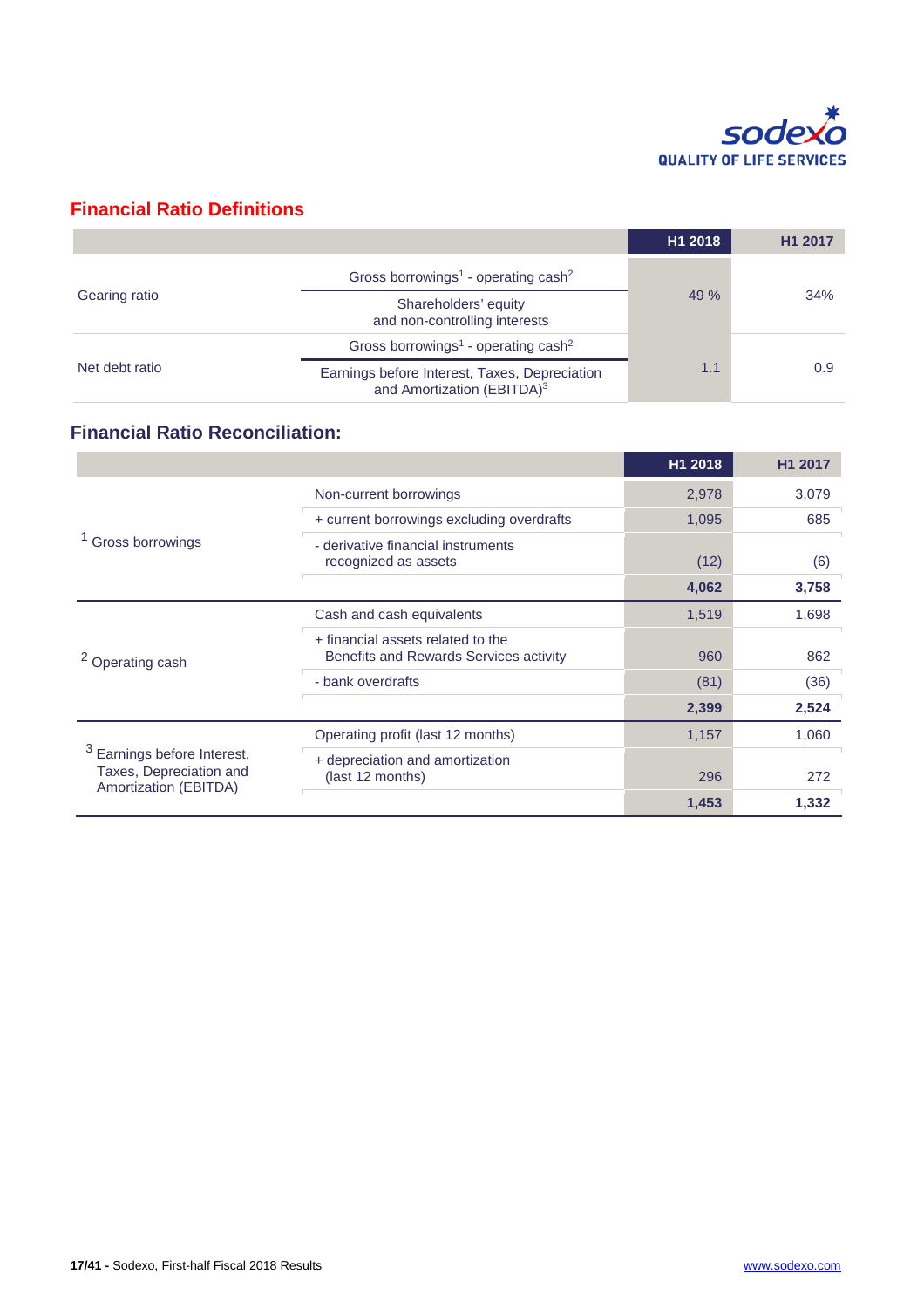## Financial Ratio Definitions

| | | H1 2018 | H1 2017 |
|---|---|---|---|
| Gearing ratio | (Gross borrowings[1] - operating cash[2]) / (Shareholders' equity and non-controlling interests) | 49 % | 34% |
| Net debt ratio | (Gross borrowings[1] - operating cash[2]) / (Earnings before Interest, Taxes, Depreciation and Amortization (EBITDA)[3]) | 1.1 | 0.9 |

## Financial Ratio Reconciliation:

| | | H1 2018 | H1 2017 |
|---|---|---|---|
| [1] Gross borrowings | Non-current borrowings | 2,978 | 3,079 |
| | + current borrowings excluding overdrafts | 1,095 | 685 |
| | - derivative financial instruments recognized as assets | (12) | (6) |
| | | **4,062** | **3,758** |
| [2] Operating cash | Cash and cash equivalents | 1,519 | 1,698 |
| | + financial assets related to the Benefits and Rewards Services activity | 960 | 862 |
| | - bank overdrafts | (81) | (36) |
| | | **2,399** | **2,524** |
| [3] Earnings before Interest, Taxes, Depreciation and Amortization (EBITDA) | Operating profit (last 12 months) | 1,157 | 1,060 |
| | + depreciation and amortization (last 12 months) | 296 | 272 |
| | | **1,453** | **1,332** |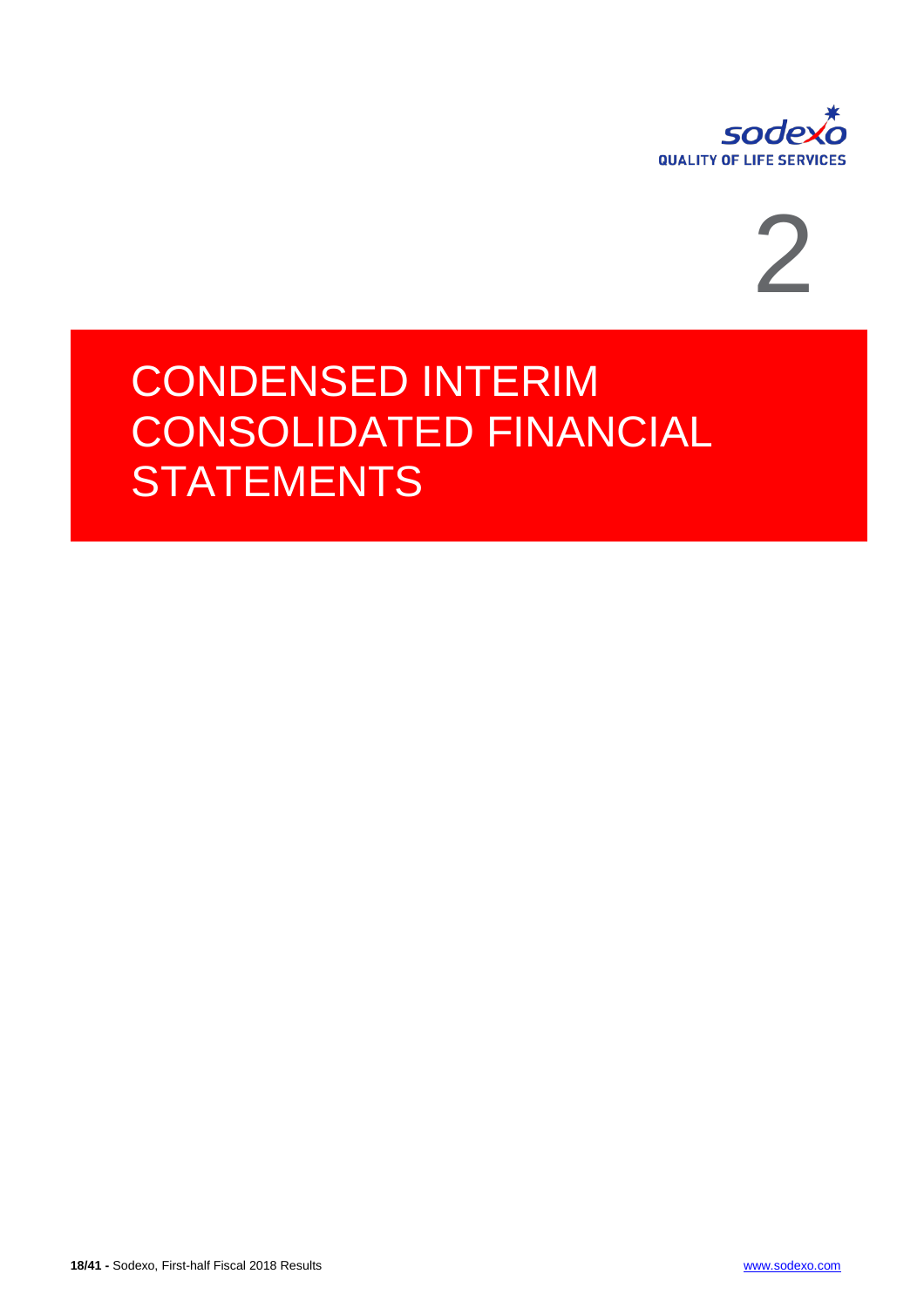2

# CONDENSED INTERIM CONSOLIDATED FINANCIAL STATEMENTS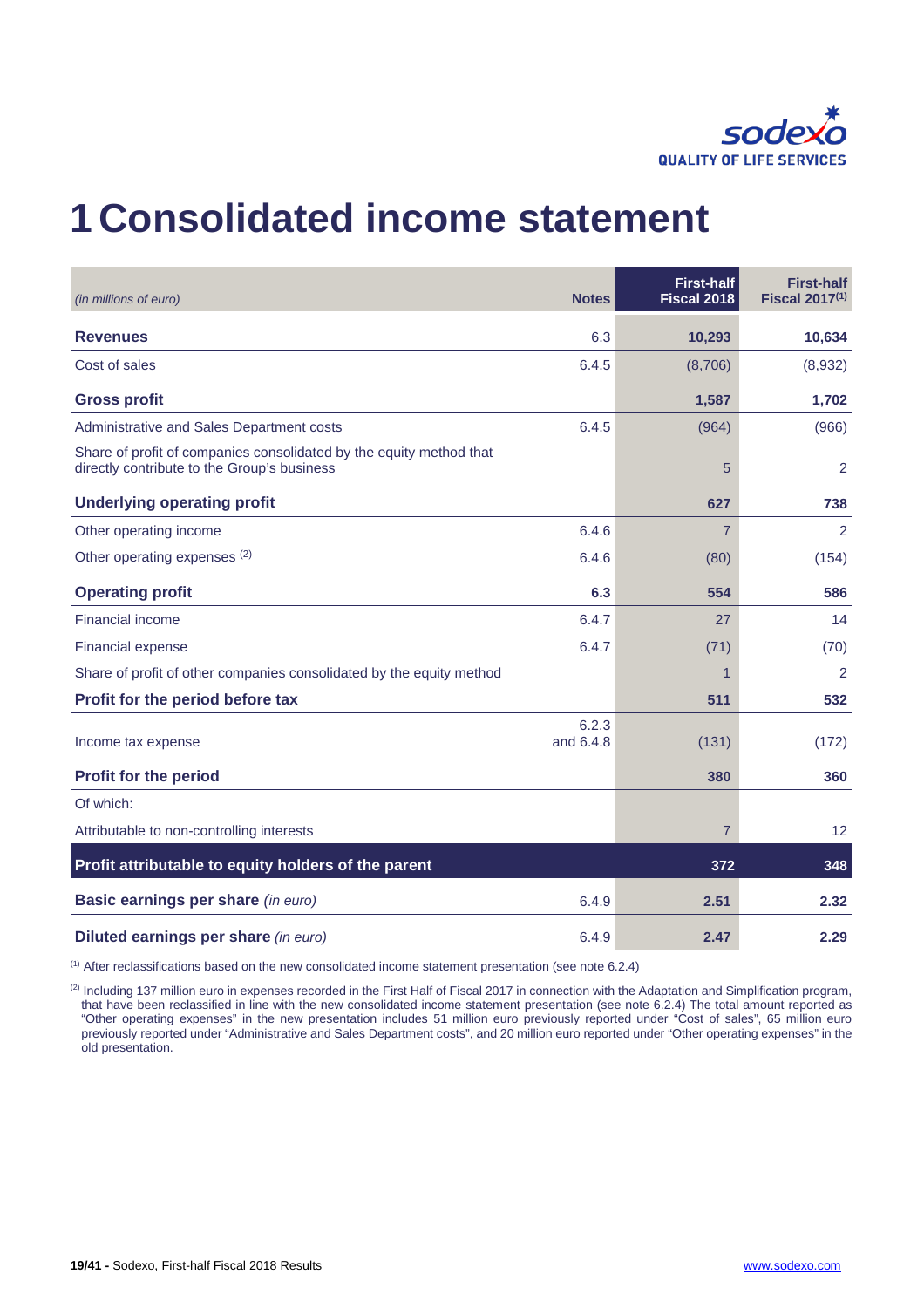# 1 Consolidated income statement

| *(in millions of euro)* | Notes | First-half Fiscal 2018 | First-half Fiscal 2017[1] |
|---|---|---|---|
| **Revenues** | 6.3 | **10,293** | **10,634** |
| Cost of sales | 6.4.5 | (8,706) | (8,932) |
| **Gross profit** | | **1,587** | **1,702** |
| Administrative and Sales Department costs | 6.4.5 | (964) | (966) |
| Share of profit of companies consolidated by the equity method that directly contribute to the Group's business | | 5 | 2 |
| **Underlying operating profit** | | **627** | **738** |
| Other operating income | 6.4.6 | 7 | 2 |
| Other operating expenses [2] | 6.4.6 | (80) | (154) |
| **Operating profit** | **6.3** | **554** | **586** |
| Financial income | 6.4.7 | 27 | 14 |
| Financial expense | 6.4.7 | (71) | (70) |
| Share of profit of other companies consolidated by the equity method | | 1 | 2 |
| **Profit for the period before tax** | | **511** | **532** |
| Income tax expense | 6.2.3 and 6.4.8 | (131) | (172) |
| **Profit for the period** | | **380** | **360** |
| Of which: | | | |
| Attributable to non-controlling interests | | 7 | 12 |
| **Profit attributable to equity holders of the parent** | | **372** | **348** |
| **Basic earnings per share** *(in euro)* | 6.4.9 | **2.51** | **2.32** |
| **Diluted earnings per share** *(in euro)* | 6.4.9 | **2.47** | **2.29** |

[1] After reclassifications based on the new consolidated income statement presentation (see note 6.2.4)

[2] Including 137 million euro in expenses recorded in the First Half of Fiscal 2017 in connection with the Adaptation and Simplification program, that have been reclassified in line with the new consolidated income statement presentation (see note 6.2.4) The total amount reported as "Other operating expenses" in the new presentation includes 51 million euro previously reported under "Cost of sales", 65 million euro previously reported under "Administrative and Sales Department costs", and 20 million euro reported under "Other operating expenses" in the old presentation.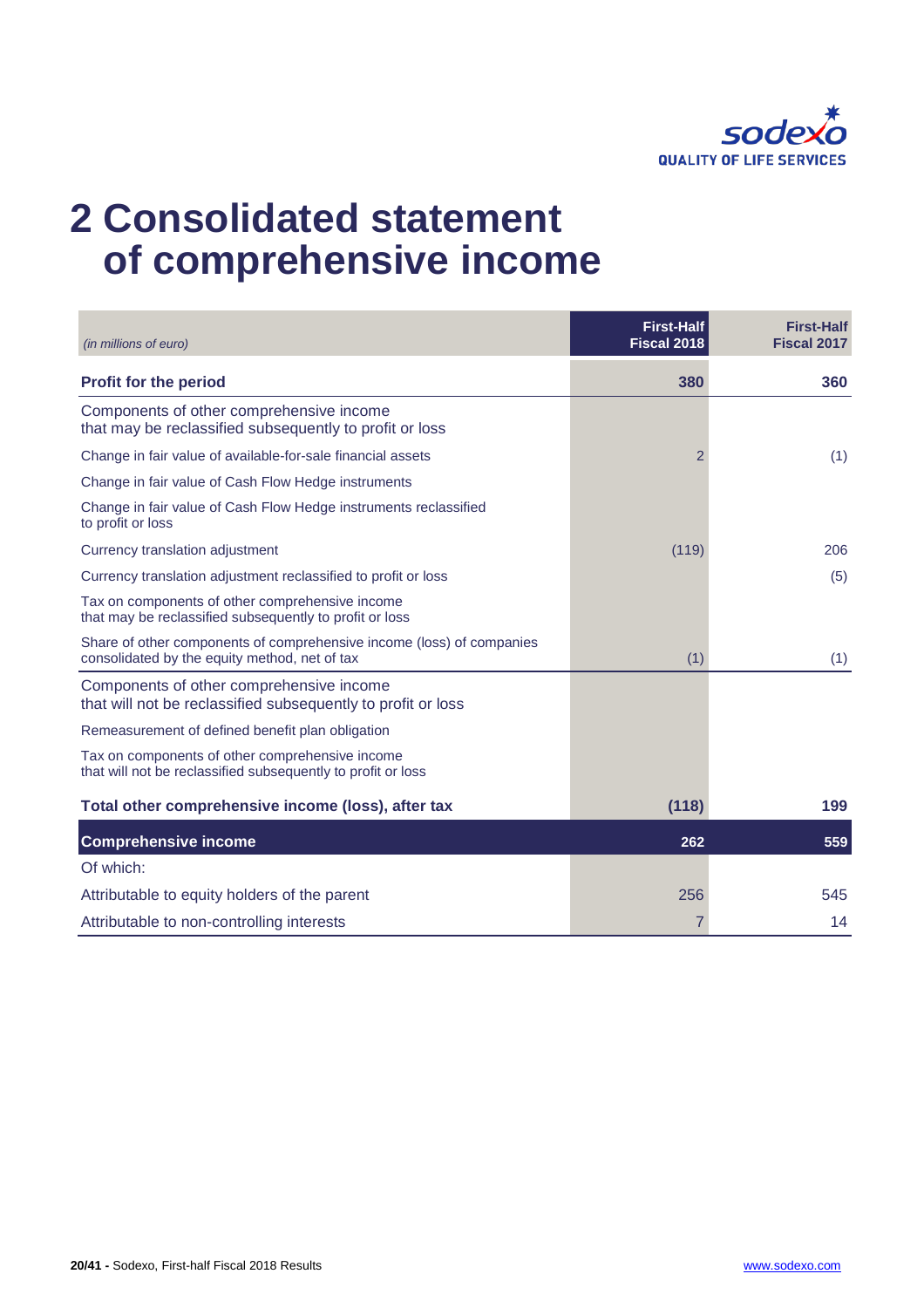# 2 Consolidated statement of comprehensive income

| *(in millions of euro)* | First-Half Fiscal 2018 | First-Half Fiscal 2017 |
|---|---|---|
| **Profit for the period** | **380** | **360** |
| Components of other comprehensive income that may be reclassified subsequently to profit or loss | | |
| Change in fair value of available-for-sale financial assets | 2 | (1) |
| Change in fair value of Cash Flow Hedge instruments | | |
| Change in fair value of Cash Flow Hedge instruments reclassified to profit or loss | | |
| Currency translation adjustment | (119) | 206 |
| Currency translation adjustment reclassified to profit or loss | | (5) |
| Tax on components of other comprehensive income that may be reclassified subsequently to profit or loss | | |
| Share of other components of comprehensive income (loss) of companies consolidated by the equity method, net of tax | (1) | (1) |
| Components of other comprehensive income that will not be reclassified subsequently to profit or loss | | |
| Remeasurement of defined benefit plan obligation | | |
| Tax on components of other comprehensive income that will not be reclassified subsequently to profit or loss | | |
| **Total other comprehensive income (loss), after tax** | **(118)** | **199** |
| **Comprehensive income** | **262** | **559** |
| Of which: | | |
| Attributable to equity holders of the parent | 256 | 545 |
| Attributable to non-controlling interests | 7 | 14 |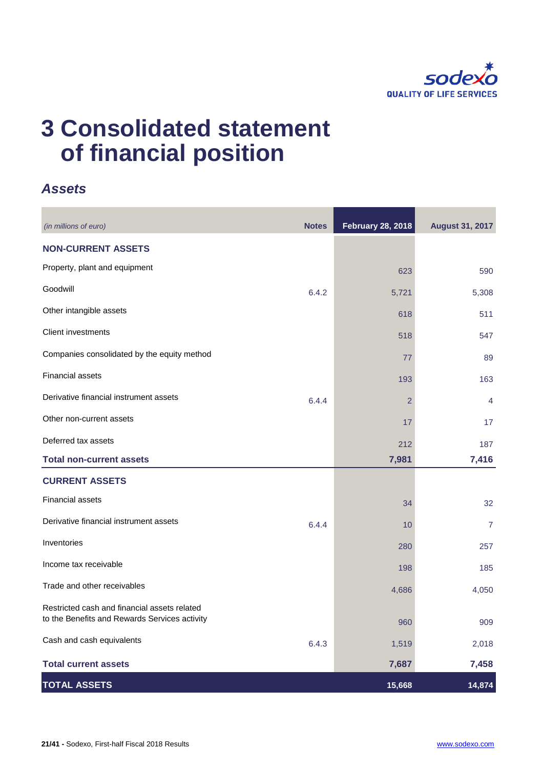# 3 Consolidated statement of financial position

## *Assets*

| *(in millions of euro)* | Notes | February 28, 2018 | August 31, 2017 |
|---|---|---|---|
| **NON-CURRENT ASSETS** | | | |
| Property, plant and equipment | | 623 | 590 |
| Goodwill | 6.4.2 | 5,721 | 5,308 |
| Other intangible assets | | 618 | 511 |
| Client investments | | 518 | 547 |
| Companies consolidated by the equity method | | 77 | 89 |
| Financial assets | | 193 | 163 |
| Derivative financial instrument assets | 6.4.4 | 2 | 4 |
| Other non-current assets | | 17 | 17 |
| Deferred tax assets | | 212 | 187 |
| **Total non-current assets** | | **7,981** | **7,416** |
| **CURRENT ASSETS** | | | |
| Financial assets | | 34 | 32 |
| Derivative financial instrument assets | 6.4.4 | 10 | 7 |
| Inventories | | 280 | 257 |
| Income tax receivable | | 198 | 185 |
| Trade and other receivables | | 4,686 | 4,050 |
| Restricted cash and financial assets related to the Benefits and Rewards Services activity | | 960 | 909 |
| Cash and cash equivalents | 6.4.3 | 1,519 | 2,018 |
| **Total current assets** | | **7,687** | **7,458** |
| **TOTAL ASSETS** | | **15,668** | **14,874** |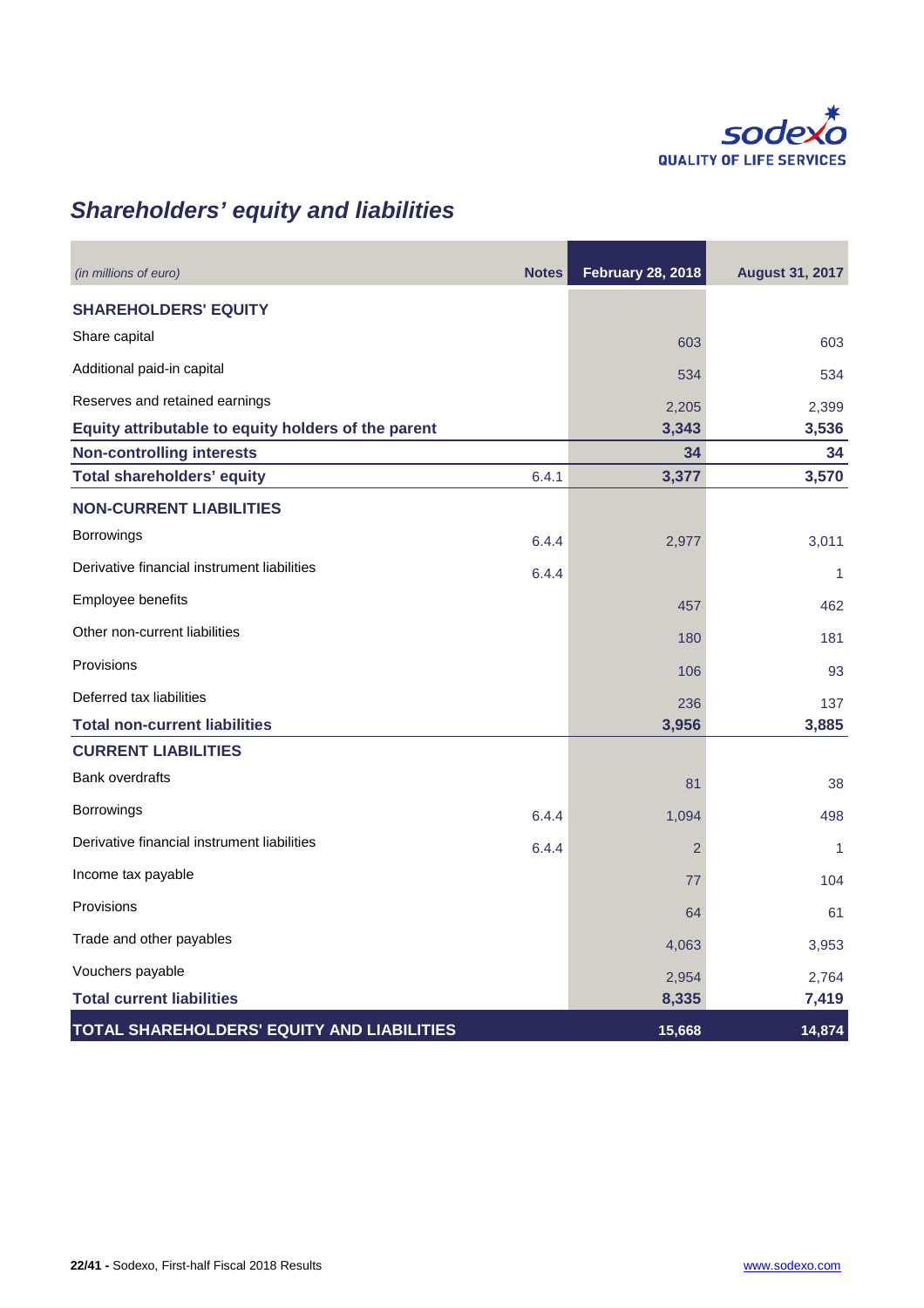## Shareholders' equity and liabilities

| *(in millions of euro)* | Notes | February 28, 2018 | August 31, 2017 |
|---|---|---|---|
| **SHAREHOLDERS' EQUITY** | | | |
| Share capital | | 603 | 603 |
| Additional paid-in capital | | 534 | 534 |
| Reserves and retained earnings | | 2,205 | 2,399 |
| **Equity attributable to equity holders of the parent** | | **3,343** | **3,536** |
| **Non-controlling interests** | | **34** | **34** |
| **Total shareholders' equity** | 6.4.1 | **3,377** | **3,570** |
| **NON-CURRENT LIABILITIES** | | | |
| Borrowings | 6.4.4 | 2,977 | 3,011 |
| Derivative financial instrument liabilities | 6.4.4 | | 1 |
| Employee benefits | | 457 | 462 |
| Other non-current liabilities | | 180 | 181 |
| Provisions | | 106 | 93 |
| Deferred tax liabilities | | 236 | 137 |
| **Total non-current liabilities** | | **3,956** | **3,885** |
| **CURRENT LIABILITIES** | | | |
| Bank overdrafts | | 81 | 38 |
| Borrowings | 6.4.4 | 1,094 | 498 |
| Derivative financial instrument liabilities | 6.4.4 | 2 | 1 |
| Income tax payable | | 77 | 104 |
| Provisions | | 64 | 61 |
| Trade and other payables | | 4,063 | 3,953 |
| Vouchers payable | | 2,954 | 2,764 |
| **Total current liabilities** | | **8,335** | **7,419** |
| **TOTAL SHAREHOLDERS' EQUITY AND LIABILITIES** | | **15,668** | **14,874** |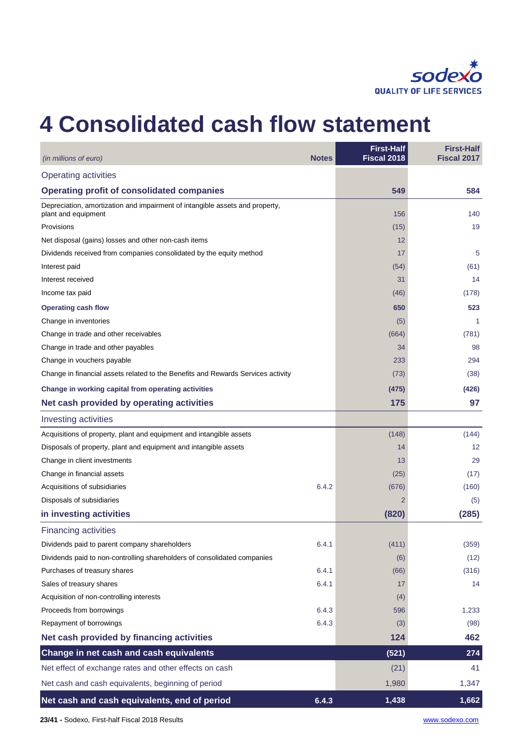# 4 Consolidated cash flow statement

| *(in millions of euro)* | Notes | First-Half Fiscal 2018 | First-Half Fiscal 2017 |
|---|---|---|---|
| Operating activities | | | |
| **Operating profit of consolidated companies** | | **549** | **584** |
| Depreciation, amortization and impairment of intangible assets and property, plant and equipment | | 156 | 140 |
| Provisions | | (15) | 19 |
| Net disposal (gains) losses and other non-cash items | | 12 | |
| Dividends received from companies consolidated by the equity method | | 17 | 5 |
| Interest paid | | (54) | (61) |
| Interest received | | 31 | 14 |
| Income tax paid | | (46) | (178) |
| **Operating cash flow** | | **650** | **523** |
| Change in inventories | | (5) | 1 |
| Change in trade and other receivables | | (664) | (781) |
| Change in trade and other payables | | 34 | 98 |
| Change in vouchers payable | | 233 | 294 |
| Change in financial assets related to the Benefits and Rewards Services activity | | (73) | (38) |
| **Change in working capital from operating activities** | | **(475)** | **(426)** |
| **Net cash provided by operating activities** | | **175** | **97** |
| Investing activities | | | |
| Acquisitions of property, plant and equipment and intangible assets | | (148) | (144) |
| Disposals of property, plant and equipment and intangible assets | | 14 | 12 |
| Change in client investments | | 13 | 29 |
| Change in financial assets | | (25) | (17) |
| Acquisitions of subsidiaries | 6.4.2 | (676) | (160) |
| Disposals of subsidiaries | | 2 | (5) |
| **in investing activities** | | **(820)** | **(285)** |
| Financing activities | | | |
| Dividends paid to parent company shareholders | 6.4.1 | (411) | (359) |
| Dividends paid to non-controlling shareholders of consolidated companies | | (6) | (12) |
| Purchases of treasury shares | 6.4.1 | (66) | (316) |
| Sales of treasury shares | 6.4.1 | 17 | 14 |
| Acquisition of non-controlling interests | | (4) | |
| Proceeds from borrowings | 6.4.3 | 596 | 1,233 |
| Repayment of borrowings | 6.4.3 | (3) | (98) |
| **Net cash provided by financing activities** | | **124** | **462** |
| **Change in net cash and cash equivalents** | | **(521)** | **274** |
| Net effect of exchange rates and other effects on cash | | (21) | 41 |
| Net cash and cash equivalents, beginning of period | | 1,980 | 1,347 |
| **Net cash and cash equivalents, end of period** | **6.4.3** | **1,438** | **1,662** |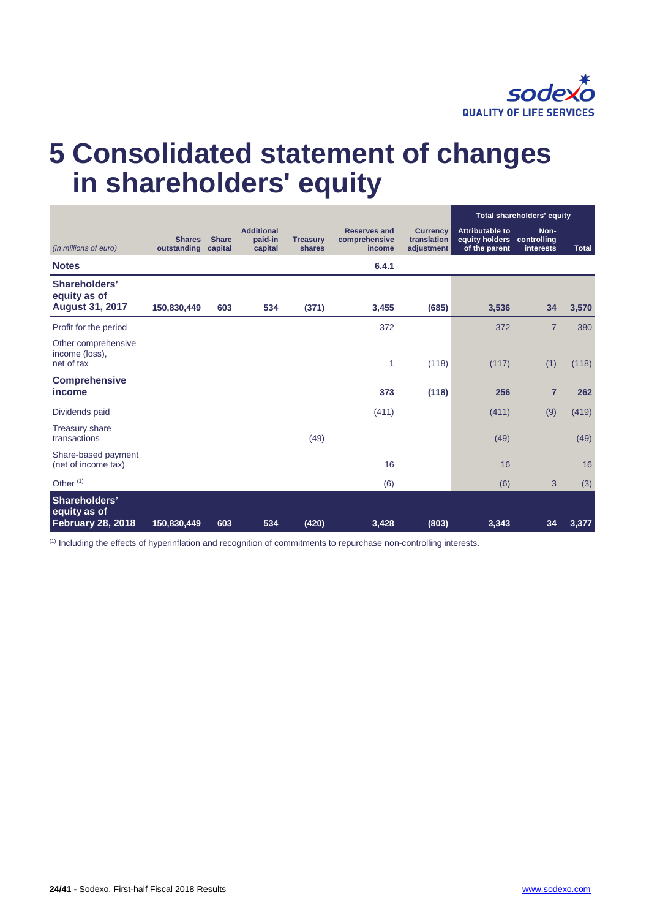# 5 Consolidated statement of changes in shareholders' equity

| *(in millions of euro)* | Shares outstanding | Share capital | Additional paid-in capital | Treasury shares | Reserves and comprehensive income | Currency translation adjustment | Total shareholders' equity | | |
|---|---|---|---|---|---|---|---|---|---|
| | | | | | | | Attributable to equity holders of the parent | Non-controlling interests | Total |
| **Notes** | | | | | **6.4.1** | | | | |
| **Shareholders' equity as of August 31, 2017** | **150,830,449** | **603** | **534** | **(371)** | **3,455** | **(685)** | **3,536** | **34** | **3,570** |
| Profit for the period | | | | | 372 | | 372 | 7 | 380 |
| Other comprehensive income (loss), net of tax | | | | | 1 | (118) | (117) | (1) | (118) |
| **Comprehensive income** | | | | | **373** | **(118)** | **256** | **7** | **262** |
| Dividends paid | | | | | (411) | | (411) | (9) | (419) |
| Treasury share transactions | | | | (49) | | | (49) | | (49) |
| Share-based payment (net of income tax) | | | | | 16 | | 16 | | 16 |
| Other [(1)] | | | | | (6) | | (6) | 3 | (3) |
| **Shareholders' equity as of February 28, 2018** | **150,830,449** | **603** | **534** | **(420)** | **3,428** | **(803)** | **3,343** | **34** | **3,377** |

[(1)] Including the effects of hyperinflation and recognition of commitments to repurchase non-controlling interests.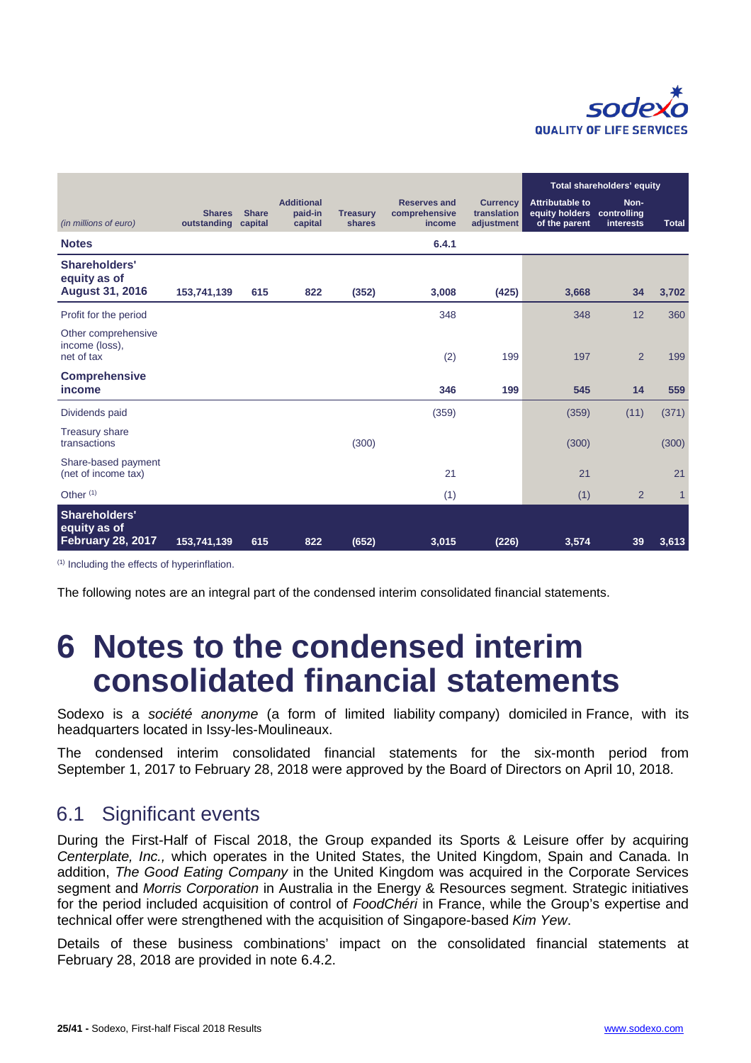| *(in millions of euro)* | Shares outstanding | Share capital | Additional paid-in capital | Treasury shares | Reserves and comprehensive income | Currency translation adjustment | Total shareholders' equity | | |
|---|---|---|---|---|---|---|---|---|---|
| | | | | | | | Attributable to equity holders of the parent | Non-controlling interests | Total |
| **Notes** | | | | | **6.4.1** | | | | |
| **Shareholders' equity as of August 31, 2016** | **153,741,139** | **615** | **822** | **(352)** | **3,008** | **(425)** | **3,668** | **34** | **3,702** |
| Profit for the period | | | | | 348 | | 348 | 12 | 360 |
| Other comprehensive income (loss), net of tax | | | | | (2) | 199 | 197 | 2 | 199 |
| **Comprehensive income** | | | | | **346** | **199** | **545** | **14** | **559** |
| Dividends paid | | | | | (359) | | (359) | (11) | (371) |
| Treasury share transactions | | | | (300) | | | (300) | | (300) |
| Share-based payment (net of income tax) | | | | | 21 | | 21 | | 21 |
| Other [(1)] | | | | | (1) | | (1) | 2 | 1 |
| **Shareholders' equity as of February 28, 2017** | **153,741,139** | **615** | **822** | **(652)** | **3,015** | **(226)** | **3,574** | **39** | **3,613** |

[(1)] Including the effects of hyperinflation.

The following notes are an integral part of the condensed interim consolidated financial statements.

# 6 Notes to the condensed interim consolidated financial statements

Sodexo is a *société anonyme* (a form of limited liability company) domiciled in France, with its headquarters located in Issy-les-Moulineaux.

The condensed interim consolidated financial statements for the six-month period from September 1, 2017 to February 28, 2018 were approved by the Board of Directors on April 10, 2018.

## 6.1 Significant events

During the First-Half of Fiscal 2018, the Group expanded its Sports & Leisure offer by acquiring *Centerplate, Inc.,* which operates in the United States, the United Kingdom, Spain and Canada. In addition, *The Good Eating Company* in the United Kingdom was acquired in the Corporate Services segment and *Morris Corporation* in Australia in the Energy & Resources segment. Strategic initiatives for the period included acquisition of control of *FoodChéri* in France, while the Group's expertise and technical offer were strengthened with the acquisition of Singapore-based *Kim Yew*.

Details of these business combinations' impact on the consolidated financial statements at February 28, 2018 are provided in note 6.4.2.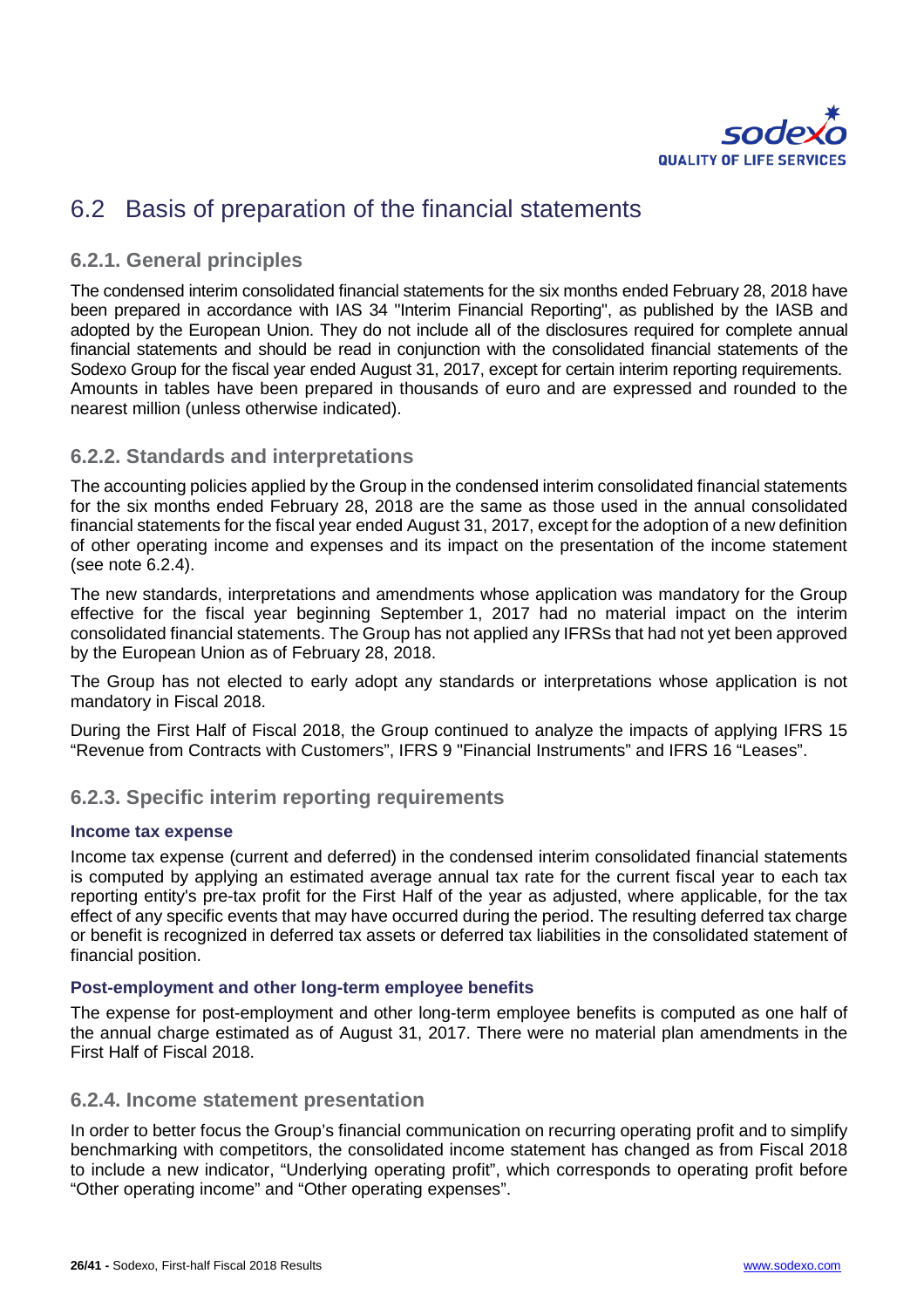## 6.2 Basis of preparation of the financial statements

### 6.2.1. General principles

The condensed interim consolidated financial statements for the six months ended February 28, 2018 have been prepared in accordance with IAS 34 "Interim Financial Reporting", as published by the IASB and adopted by the European Union. They do not include all of the disclosures required for complete annual financial statements and should be read in conjunction with the consolidated financial statements of the Sodexo Group for the fiscal year ended August 31, 2017, except for certain interim reporting requirements. Amounts in tables have been prepared in thousands of euro and are expressed and rounded to the nearest million (unless otherwise indicated).

### 6.2.2. Standards and interpretations

The accounting policies applied by the Group in the condensed interim consolidated financial statements for the six months ended February 28, 2018 are the same as those used in the annual consolidated financial statements for the fiscal year ended August 31, 2017, except for the adoption of a new definition of other operating income and expenses and its impact on the presentation of the income statement (see note 6.2.4).

The new standards, interpretations and amendments whose application was mandatory for the Group effective for the fiscal year beginning September 1, 2017 had no material impact on the interim consolidated financial statements. The Group has not applied any IFRSs that had not yet been approved by the European Union as of February 28, 2018.

The Group has not elected to early adopt any standards or interpretations whose application is not mandatory in Fiscal 2018.

During the First Half of Fiscal 2018, the Group continued to analyze the impacts of applying IFRS 15 "Revenue from Contracts with Customers", IFRS 9 "Financial Instruments" and IFRS 16 "Leases".

### 6.2.3. Specific interim reporting requirements

#### Income tax expense

Income tax expense (current and deferred) in the condensed interim consolidated financial statements is computed by applying an estimated average annual tax rate for the current fiscal year to each tax reporting entity's pre-tax profit for the First Half of the year as adjusted, where applicable, for the tax effect of any specific events that may have occurred during the period. The resulting deferred tax charge or benefit is recognized in deferred tax assets or deferred tax liabilities in the consolidated statement of financial position.

#### Post-employment and other long-term employee benefits

The expense for post-employment and other long-term employee benefits is computed as one half of the annual charge estimated as of August 31, 2017. There were no material plan amendments in the First Half of Fiscal 2018.

### 6.2.4. Income statement presentation

In order to better focus the Group's financial communication on recurring operating profit and to simplify benchmarking with competitors, the consolidated income statement has changed as from Fiscal 2018 to include a new indicator, "Underlying operating profit", which corresponds to operating profit before "Other operating income" and "Other operating expenses".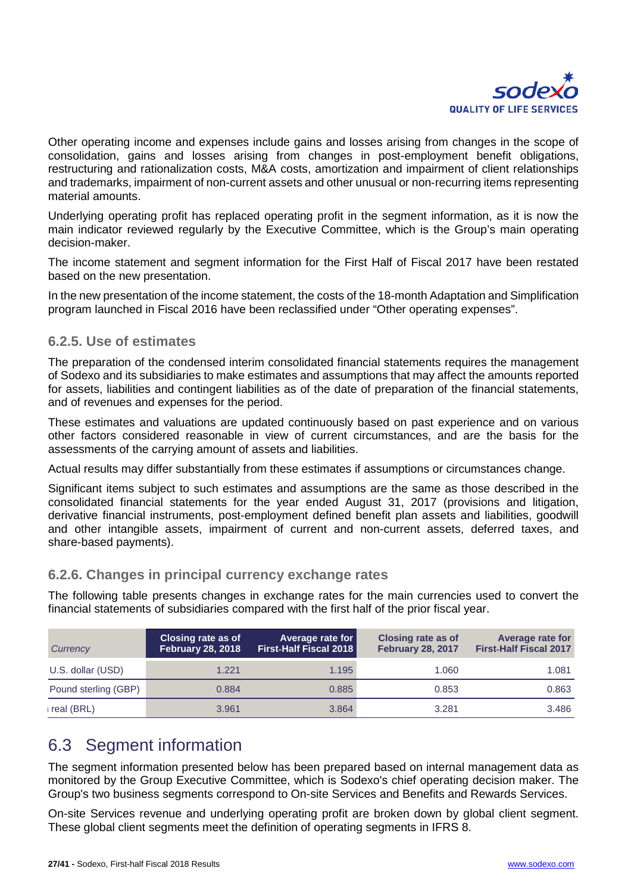Other operating income and expenses include gains and losses arising from changes in the scope of consolidation, gains and losses arising from changes in post-employment benefit obligations, restructuring and rationalization costs, M&A costs, amortization and impairment of client relationships and trademarks, impairment of non-current assets and other unusual or non-recurring items representing material amounts.

Underlying operating profit has replaced operating profit in the segment information, as it is now the main indicator reviewed regularly by the Executive Committee, which is the Group's main operating decision-maker.

The income statement and segment information for the First Half of Fiscal 2017 have been restated based on the new presentation.

In the new presentation of the income statement, the costs of the 18-month Adaptation and Simplification program launched in Fiscal 2016 have been reclassified under "Other operating expenses".

### 6.2.5. Use of estimates

The preparation of the condensed interim consolidated financial statements requires the management of Sodexo and its subsidiaries to make estimates and assumptions that may affect the amounts reported for assets, liabilities and contingent liabilities as of the date of preparation of the financial statements, and of revenues and expenses for the period.

These estimates and valuations are updated continuously based on past experience and on various other factors considered reasonable in view of current circumstances, and are the basis for the assessments of the carrying amount of assets and liabilities.

Actual results may differ substantially from these estimates if assumptions or circumstances change.

Significant items subject to such estimates and assumptions are the same as those described in the consolidated financial statements for the year ended August 31, 2017 (provisions and litigation, derivative financial instruments, post-employment defined benefit plan assets and liabilities, goodwill and other intangible assets, impairment of current and non-current assets, deferred taxes, and share-based payments).

### 6.2.6. Changes in principal currency exchange rates

The following table presents changes in exchange rates for the main currencies used to convert the financial statements of subsidiaries compared with the first half of the prior fiscal year.

| *Currency* | Closing rate as of February 28, 2018 | Average rate for First-Half Fiscal 2018 | Closing rate as of February 28, 2017 | Average rate for First-Half Fiscal 2017 |
|---|---|---|---|---|
| U.S. dollar (USD) | 1.221 | 1.195 | 1.060 | 1.081 |
| Pound sterling (GBP) | 0.884 | 0.885 | 0.853 | 0.863 |
| real (BRL) | 3.961 | 3.864 | 3.281 | 3.486 |

## 6.3 Segment information

The segment information presented below has been prepared based on internal management data as monitored by the Group Executive Committee, which is Sodexo's chief operating decision maker. The Group's two business segments correspond to On-site Services and Benefits and Rewards Services.

On-site Services revenue and underlying operating profit are broken down by global client segment. These global client segments meet the definition of operating segments in IFRS 8.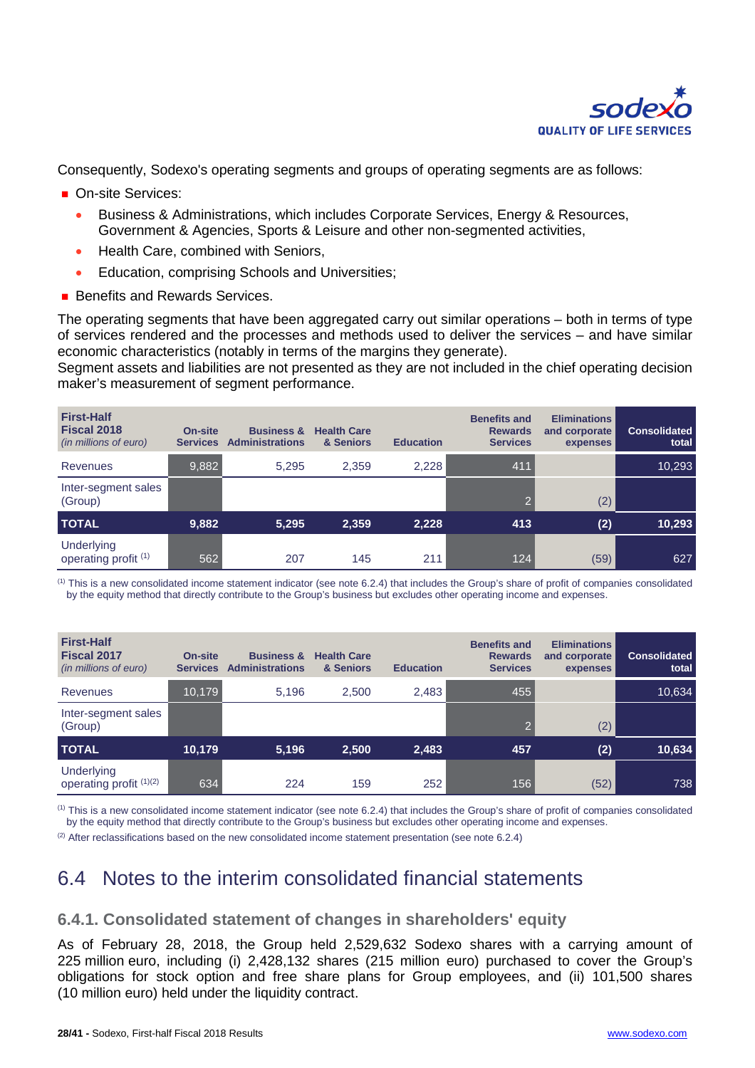Consequently, Sodexo's operating segments and groups of operating segments are as follows:

- On-site Services:
  - Business & Administrations, which includes Corporate Services, Energy & Resources, Government & Agencies, Sports & Leisure and other non-segmented activities,
  - Health Care, combined with Seniors,
  - Education, comprising Schools and Universities;
- Benefits and Rewards Services.

The operating segments that have been aggregated carry out similar operations – both in terms of type of services rendered and the processes and methods used to deliver the services – and have similar economic characteristics (notably in terms of the margins they generate).
Segment assets and liabilities are not presented as they are not included in the chief operating decision maker's measurement of segment performance.

| First-Half Fiscal 2018 *(in millions of euro)* | On-site Services | Business & Administrations | Health Care & Seniors | Education | Benefits and Rewards Services | Eliminations and corporate expenses | Consolidated total |
|---|---|---|---|---|---|---|---|
| Revenues | 9,882 | 5,295 | 2,359 | 2,228 | 411 | | 10,293 |
| Inter-segment sales (Group) | | | | | 2 | (2) | |
| **TOTAL** | **9,882** | **5,295** | **2,359** | **2,228** | **413** | **(2)** | **10,293** |
| Underlying operating profit [1] | 562 | 207 | 145 | 211 | 124 | (59) | 627 |

[1] This is a new consolidated income statement indicator (see note 6.2.4) that includes the Group's share of profit of companies consolidated by the equity method that directly contribute to the Group's business but excludes other operating income and expenses.

| First-Half Fiscal 2017 *(in millions of euro)* | On-site Services | Business & Administrations | Health Care & Seniors | Education | Benefits and Rewards Services | Eliminations and corporate expenses | Consolidated total |
|---|---|---|---|---|---|---|---|
| Revenues | 10,179 | 5,196 | 2,500 | 2,483 | 455 | | 10,634 |
| Inter-segment sales (Group) | | | | | 2 | (2) | |
| **TOTAL** | **10,179** | **5,196** | **2,500** | **2,483** | **457** | **(2)** | **10,634** |
| Underlying operating profit [1][2] | 634 | 224 | 159 | 252 | 156 | (52) | 738 |

[1] This is a new consolidated income statement indicator (see note 6.2.4) that includes the Group's share of profit of companies consolidated by the equity method that directly contribute to the Group's business but excludes other operating income and expenses.

[2] After reclassifications based on the new consolidated income statement presentation (see note 6.2.4)

# 6.4 Notes to the interim consolidated financial statements

## 6.4.1. Consolidated statement of changes in shareholders' equity

As of February 28, 2018, the Group held 2,529,632 Sodexo shares with a carrying amount of 225 million euro, including (i) 2,428,132 shares (215 million euro) purchased to cover the Group's obligations for stock option and free share plans for Group employees, and (ii) 101,500 shares (10 million euro) held under the liquidity contract.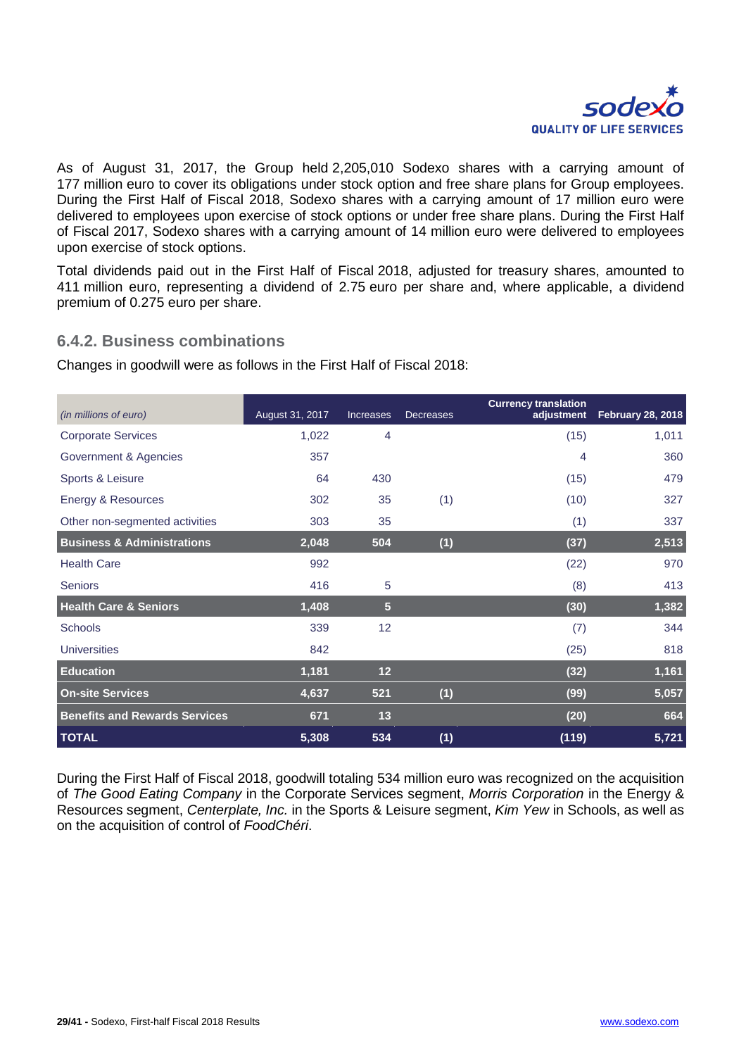As of August 31, 2017, the Group held 2,205,010 Sodexo shares with a carrying amount of 177 million euro to cover its obligations under stock option and free share plans for Group employees. During the First Half of Fiscal 2018, Sodexo shares with a carrying amount of 17 million euro were delivered to employees upon exercise of stock options or under free share plans. During the First Half of Fiscal 2017, Sodexo shares with a carrying amount of 14 million euro were delivered to employees upon exercise of stock options.

Total dividends paid out in the First Half of Fiscal 2018, adjusted for treasury shares, amounted to 411 million euro, representing a dividend of 2.75 euro per share and, where applicable, a dividend premium of 0.275 euro per share.

### 6.4.2. Business combinations

Changes in goodwill were as follows in the First Half of Fiscal 2018:

| *(in millions of euro)* | August 31, 2017 | Increases | Decreases | Currency translation adjustment | February 28, 2018 |
|---|---|---|---|---|---|
| Corporate Services | 1,022 | 4 | | (15) | 1,011 |
| Government & Agencies | 357 | | | 4 | 360 |
| Sports & Leisure | 64 | 430 | | (15) | 479 |
| Energy & Resources | 302 | 35 | (1) | (10) | 327 |
| Other non-segmented activities | 303 | 35 | | (1) | 337 |
| **Business & Administrations** | **2,048** | **504** | **(1)** | **(37)** | **2,513** |
| Health Care | 992 | | | (22) | 970 |
| Seniors | 416 | 5 | | (8) | 413 |
| **Health Care & Seniors** | **1,408** | **5** | | **(30)** | **1,382** |
| Schools | 339 | 12 | | (7) | 344 |
| Universities | 842 | | | (25) | 818 |
| **Education** | **1,181** | **12** | | **(32)** | **1,161** |
| **On-site Services** | **4,637** | **521** | **(1)** | **(99)** | **5,057** |
| **Benefits and Rewards Services** | **671** | **13** | | **(20)** | **664** |
| **TOTAL** | **5,308** | **534** | **(1)** | **(119)** | **5,721** |

During the First Half of Fiscal 2018, goodwill totaling 534 million euro was recognized on the acquisition of *The Good Eating Company* in the Corporate Services segment, *Morris Corporation* in the Energy & Resources segment, *Centerplate, Inc.* in the Sports & Leisure segment, *Kim Yew* in Schools, as well as on the acquisition of control of *FoodChéri*.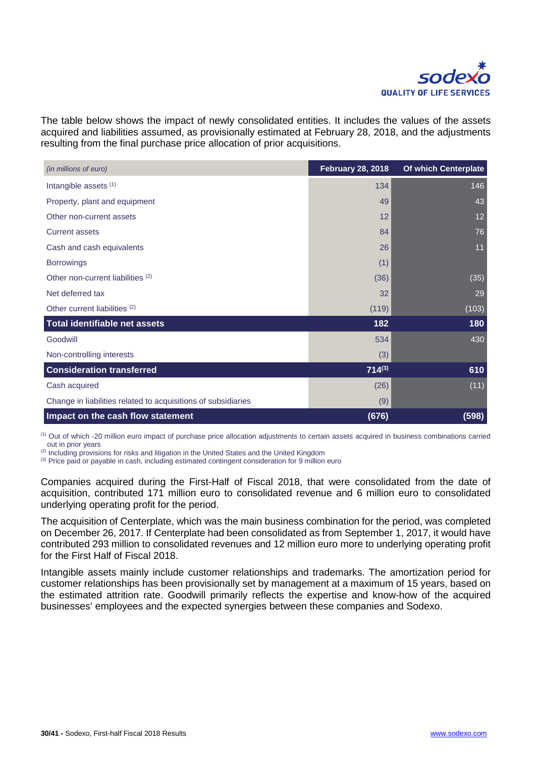The table below shows the impact of newly consolidated entities. It includes the values of the assets acquired and liabilities assumed, as provisionally estimated at February 28, 2018, and the adjustments resulting from the final purchase price allocation of prior acquisitions.

| *(in millions of euro)* | February 28, 2018 | Of which Centerplate |
|---|---|---|
| Intangible assets [(1)] | 134 | 146 |
| Property, plant and equipment | 49 | 43 |
| Other non-current assets | 12 | 12 |
| Current assets | 84 | 76 |
| Cash and cash equivalents | 26 | 11 |
| Borrowings | (1) | |
| Other non-current liabilities [(2)] | (36) | (35) |
| Net deferred tax | 32 | 29 |
| Other current liabilities [(2)] | (119) | (103) |
| **Total identifiable net assets** | **182** | **180** |
| Goodwill | 534 | 430 |
| Non-controlling interests | (3) | |
| **Consideration transferred** | **714[(3)]** | **610** |
| Cash acquired | (26) | (11) |
| Change in liabilities related to acquisitions of subsidiaries | (9) | |
| **Impact on the cash flow statement** | **(676)** | **(598)** |

[(1)] Out of which -20 million euro impact of purchase price allocation adjustments to certain assets acquired in business combinations carried out in prior years
[(2)] Including provisions for risks and litigation in the United States and the United Kingdom
[(3)] Price paid or payable in cash, including estimated contingent consideration for 9 million euro

Companies acquired during the First-Half of Fiscal 2018, that were consolidated from the date of acquisition, contributed 171 million euro to consolidated revenue and 6 million euro to consolidated underlying operating profit for the period.

The acquisition of Centerplate, which was the main business combination for the period, was completed on December 26, 2017. If Centerplate had been consolidated as from September 1, 2017, it would have contributed 293 million to consolidated revenues and 12 million euro more to underlying operating profit for the First Half of Fiscal 2018.

Intangible assets mainly include customer relationships and trademarks. The amortization period for customer relationships has been provisionally set by management at a maximum of 15 years, based on the estimated attrition rate. Goodwill primarily reflects the expertise and know-how of the acquired businesses' employees and the expected synergies between these companies and Sodexo.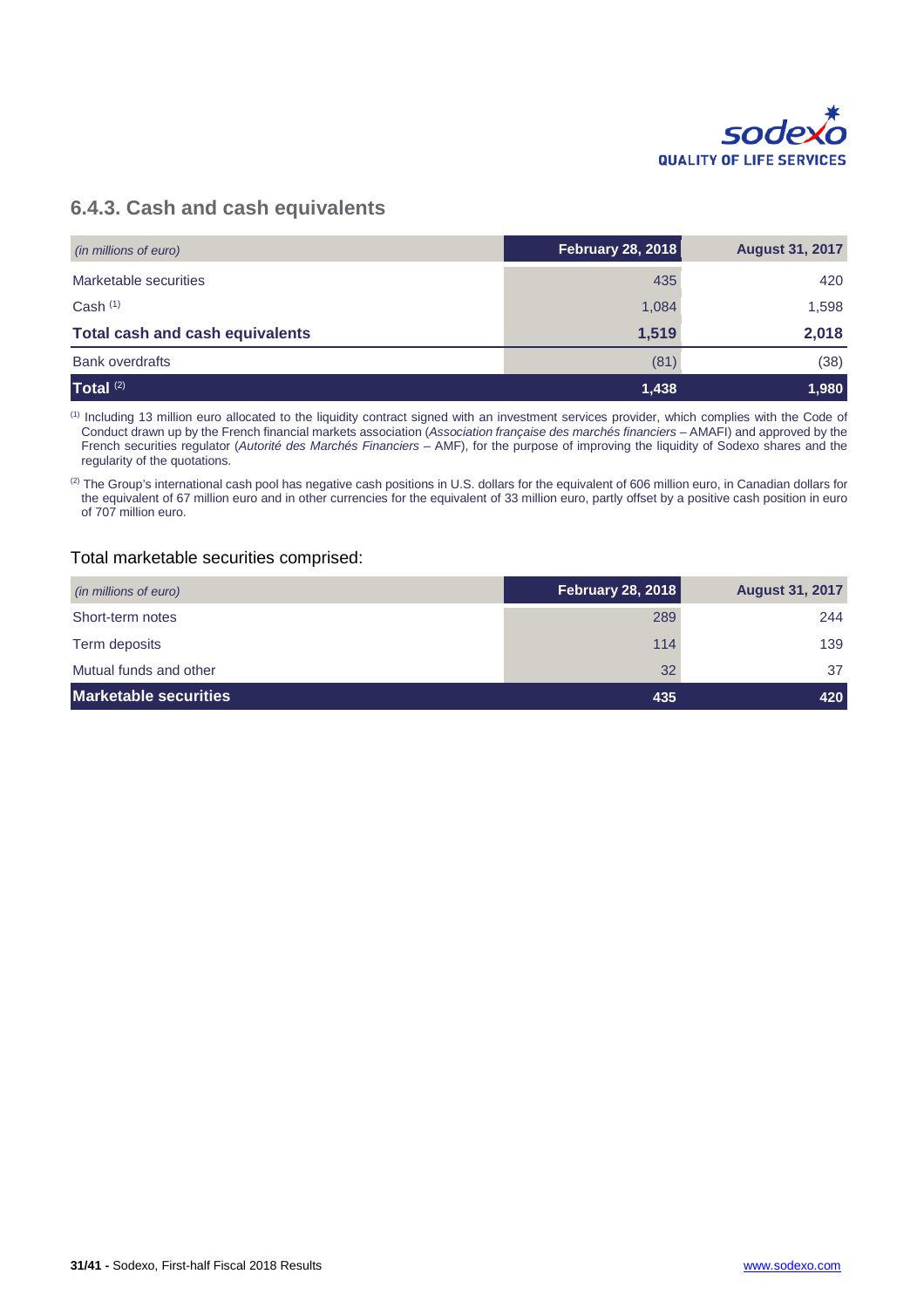### 6.4.3. Cash and cash equivalents

| *(in millions of euro)* | February 28, 2018 | August 31, 2017 |
|---|---|---|
| Marketable securities | 435 | 420 |
| Cash [1] | 1,084 | 1,598 |
| **Total cash and cash equivalents** | **1,519** | **2,018** |
| Bank overdrafts | (81) | (38) |
| **Total [2]** | **1,438** | **1,980** |

[1] Including 13 million euro allocated to the liquidity contract signed with an investment services provider, which complies with the Code of Conduct drawn up by the French financial markets association (*Association française des marchés financiers* – AMAFI) and approved by the French securities regulator (*Autorité des Marchés Financiers* – AMF), for the purpose of improving the liquidity of Sodexo shares and the regularity of the quotations.

[2] The Group's international cash pool has negative cash positions in U.S. dollars for the equivalent of 606 million euro, in Canadian dollars for the equivalent of 67 million euro and in other currencies for the equivalent of 33 million euro, partly offset by a positive cash position in euro of 707 million euro.

Total marketable securities comprised:

| *(in millions of euro)* | February 28, 2018 | August 31, 2017 |
|---|---|---|
| Short-term notes | 289 | 244 |
| Term deposits | 114 | 139 |
| Mutual funds and other | 32 | 37 |
| **Marketable securities** | **435** | **420** |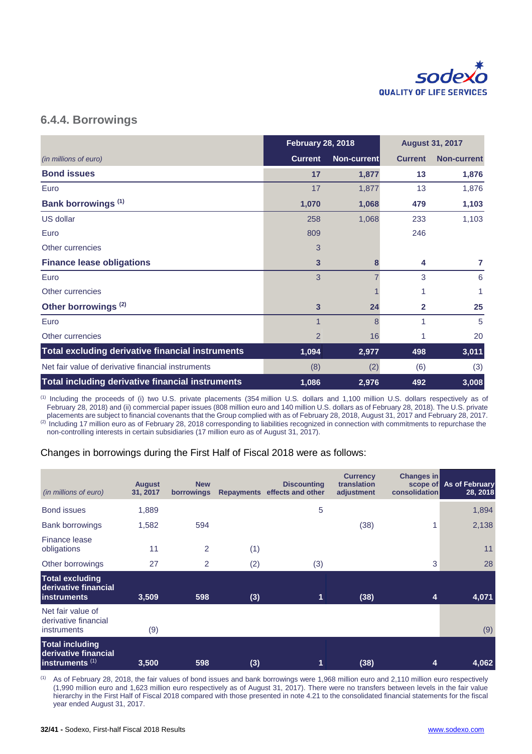### 6.4.4. Borrowings

| *(in millions of euro)* | February 28, 2018 | | August 31, 2017 | |
|---|---|---|---|---|
| | Current | Non-current | Current | Non-current |
| **Bond issues** | **17** | **1,877** | **13** | **1,876** |
| Euro | 17 | 1,877 | 13 | 1,876 |
| **Bank borrowings [(1)]** | **1,070** | **1,068** | **479** | **1,103** |
| US dollar | 258 | 1,068 | 233 | 1,103 |
| Euro | 809 | | 246 | |
| Other currencies | 3 | | | |
| **Finance lease obligations** | **3** | **8** | **4** | **7** |
| Euro | 3 | 7 | 3 | 6 |
| Other currencies | | 1 | 1 | 1 |
| **Other borrowings [(2)]** | **3** | **24** | **2** | **25** |
| Euro | 1 | 8 | 1 | 5 |
| Other currencies | 2 | 16 | 1 | 20 |
| **Total excluding derivative financial instruments** | **1,094** | **2,977** | **498** | **3,011** |
| Net fair value of derivative financial instruments | (8) | (2) | (6) | (3) |
| **Total including derivative financial instruments** | **1,086** | **2,976** | **492** | **3,008** |

[(1)] Including the proceeds of (i) two U.S. private placements (354 million U.S. dollars and 1,100 million U.S. dollars respectively as of February 28, 2018) and (ii) commercial paper issues (808 million euro and 140 million U.S. dollars as of February 28, 2018). The U.S. private placements are subject to financial covenants that the Group complied with as of February 28, 2018, August 31, 2017 and February 28, 2017.
[(2)] Including 17 million euro as of February 28, 2018 corresponding to liabilities recognized in connection with commitments to repurchase the non-controlling interests in certain subsidiaries (17 million euro as of August 31, 2017).

Changes in borrowings during the First Half of Fiscal 2018 were as follows:

| *(in millions of euro)* | August 31, 2017 | New borrowings | Repayments | Discounting effects and other | Currency translation adjustment | Changes in scope of consolidation | As of February 28, 2018 |
|---|---|---|---|---|---|---|---|
| Bond issues | 1,889 | | | 5 | | | 1,894 |
| Bank borrowings | 1,582 | 594 | | | (38) | 1 | 2,138 |
| Finance lease obligations | 11 | 2 | (1) | | | | 11 |
| Other borrowings | 27 | 2 | (2) | (3) | | 3 | 28 |
| **Total excluding derivative financial instruments** | **3,509** | **598** | **(3)** | **1** | **(38)** | **4** | **4,071** |
| Net fair value of derivative financial instruments | (9) | | | | | | (9) |
| **Total including derivative financial instruments [(1)]** | **3,500** | **598** | **(3)** | **1** | **(38)** | **4** | **4,062** |

[(1)] As of February 28, 2018, the fair values of bond issues and bank borrowings were 1,968 million euro and 2,110 million euro respectively (1,990 million euro and 1,623 million euro respectively as of August 31, 2017). There were no transfers between levels in the fair value hierarchy in the First Half of Fiscal 2018 compared with those presented in note 4.21 to the consolidated financial statements for the fiscal year ended August 31, 2017.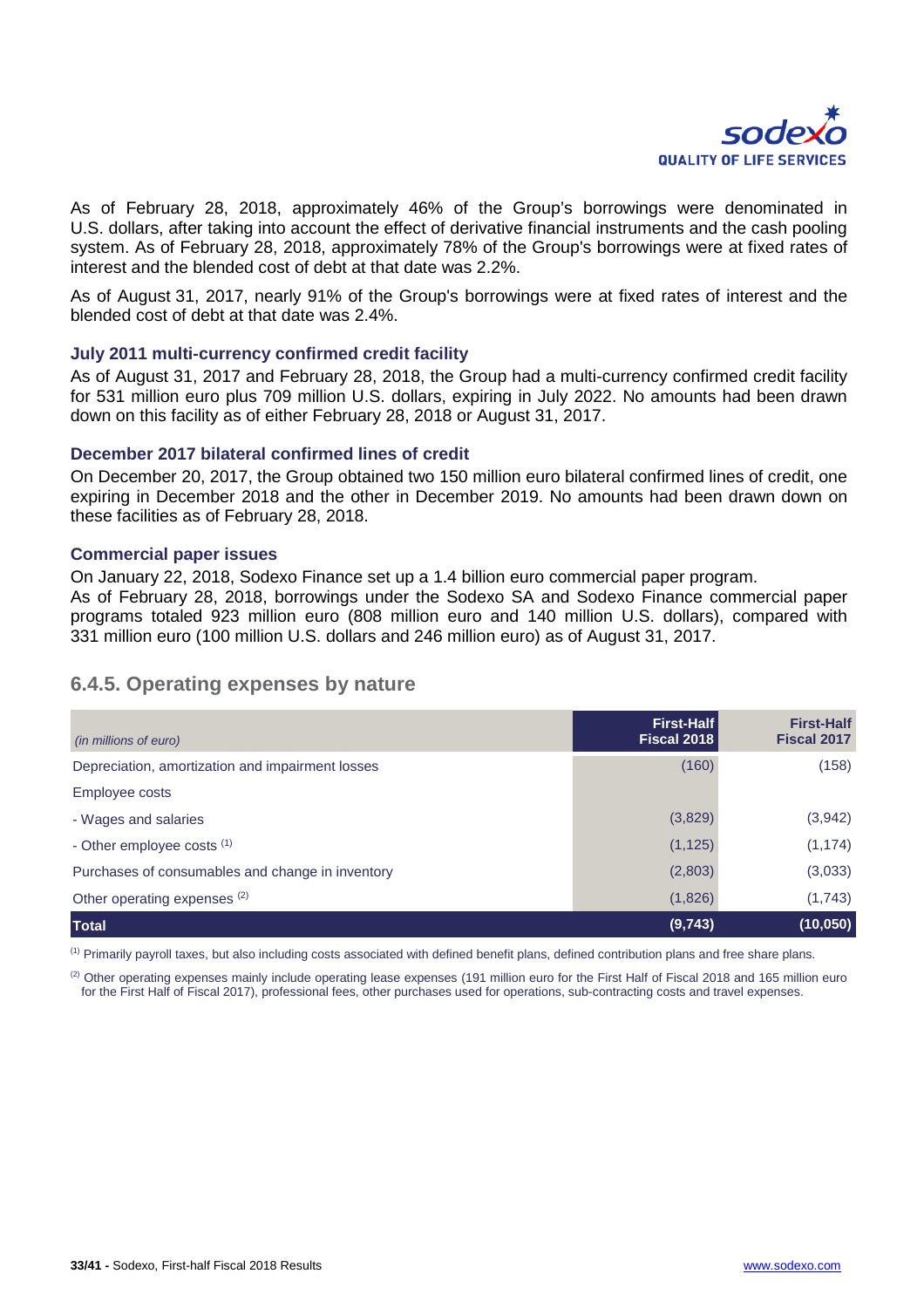As of February 28, 2018, approximately 46% of the Group's borrowings were denominated in U.S. dollars, after taking into account the effect of derivative financial instruments and the cash pooling system. As of February 28, 2018, approximately 78% of the Group's borrowings were at fixed rates of interest and the blended cost of debt at that date was 2.2%.

As of August 31, 2017, nearly 91% of the Group's borrowings were at fixed rates of interest and the blended cost of debt at that date was 2.4%.

#### July 2011 multi-currency confirmed credit facility

As of August 31, 2017 and February 28, 2018, the Group had a multi-currency confirmed credit facility for 531 million euro plus 709 million U.S. dollars, expiring in July 2022. No amounts had been drawn down on this facility as of either February 28, 2018 or August 31, 2017.

#### December 2017 bilateral confirmed lines of credit

On December 20, 2017, the Group obtained two 150 million euro bilateral confirmed lines of credit, one expiring in December 2018 and the other in December 2019. No amounts had been drawn down on these facilities as of February 28, 2018.

#### Commercial paper issues

On January 22, 2018, Sodexo Finance set up a 1.4 billion euro commercial paper program.
As of February 28, 2018, borrowings under the Sodexo SA and Sodexo Finance commercial paper programs totaled 923 million euro (808 million euro and 140 million U.S. dollars), compared with 331 million euro (100 million U.S. dollars and 246 million euro) as of August 31, 2017.

### 6.4.5. Operating expenses by nature

| *(in millions of euro)* | First-Half Fiscal 2018 | First-Half Fiscal 2017 |
|---|---|---|
| Depreciation, amortization and impairment losses | (160) | (158) |
| Employee costs | | |
| - Wages and salaries | (3,829) | (3,942) |
| - Other employee costs [1] | (1,125) | (1,174) |
| Purchases of consumables and change in inventory | (2,803) | (3,033) |
| Other operating expenses [2] | (1,826) | (1,743) |
| **Total** | **(9,743)** | **(10,050)** |

[1] Primarily payroll taxes, but also including costs associated with defined benefit plans, defined contribution plans and free share plans.

[2] Other operating expenses mainly include operating lease expenses (191 million euro for the First Half of Fiscal 2018 and 165 million euro for the First Half of Fiscal 2017), professional fees, other purchases used for operations, sub-contracting costs and travel expenses.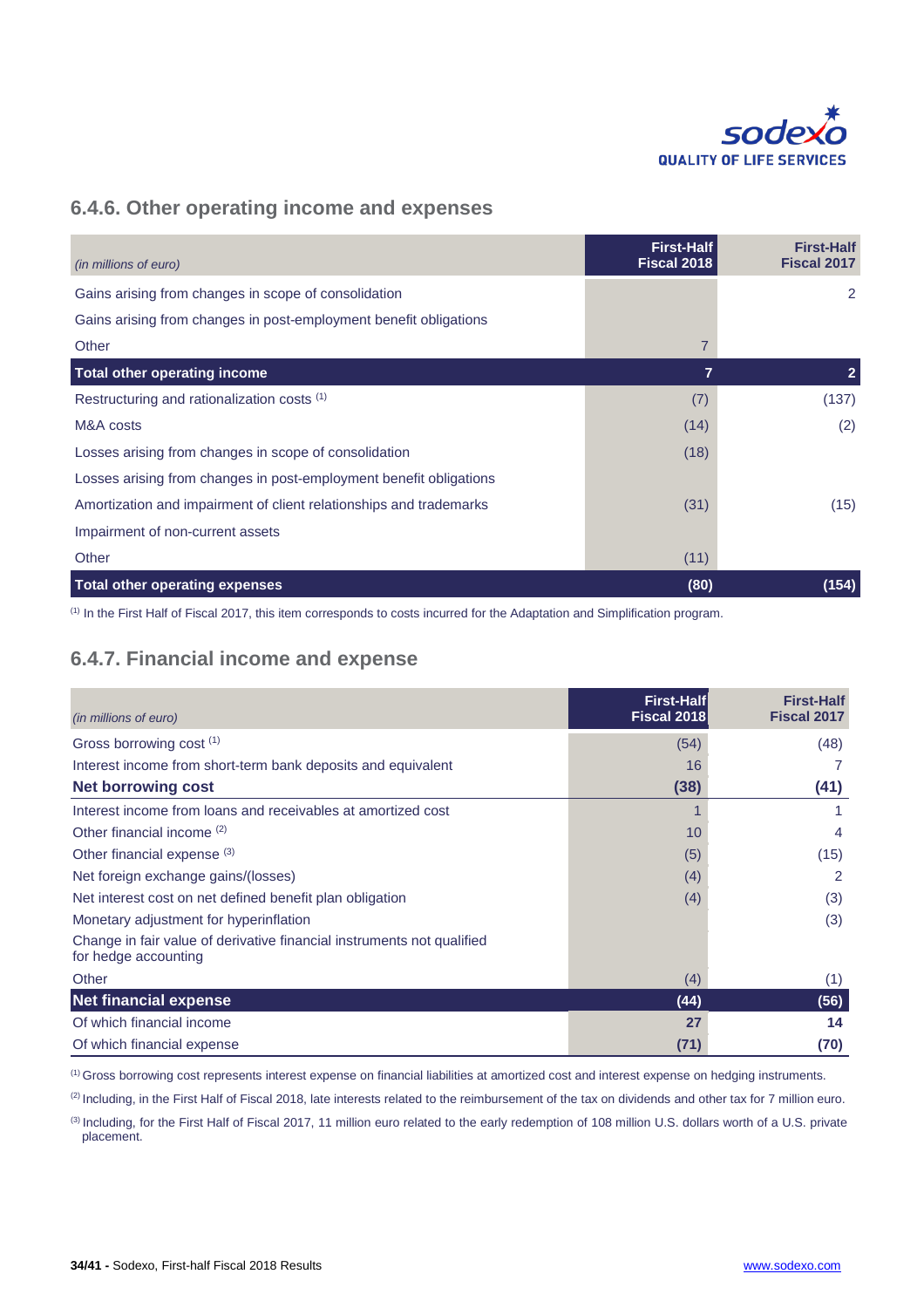## 6.4.6. Other operating income and expenses

| *(in millions of euro)* | First-Half Fiscal 2018 | First-Half Fiscal 2017 |
|---|---|---|
| Gains arising from changes in scope of consolidation | | 2 |
| Gains arising from changes in post-employment benefit obligations | | |
| Other | 7 | |
| **Total other operating income** | **7** | **2** |
| Restructuring and rationalization costs [1] | (7) | (137) |
| M&A costs | (14) | (2) |
| Losses arising from changes in scope of consolidation | (18) | |
| Losses arising from changes in post-employment benefit obligations | | |
| Amortization and impairment of client relationships and trademarks | (31) | (15) |
| Impairment of non-current assets | | |
| Other | (11) | |
| **Total other operating expenses** | **(80)** | **(154)** |

[1] In the First Half of Fiscal 2017, this item corresponds to costs incurred for the Adaptation and Simplification program.

## 6.4.7. Financial income and expense

| *(in millions of euro)* | First-Half Fiscal 2018 | First-Half Fiscal 2017 |
|---|---|---|
| Gross borrowing cost [1] | (54) | (48) |
| Interest income from short-term bank deposits and equivalent | 16 | 7 |
| **Net borrowing cost** | **(38)** | **(41)** |
| Interest income from loans and receivables at amortized cost | 1 | 1 |
| Other financial income [2] | 10 | 4 |
| Other financial expense [3] | (5) | (15) |
| Net foreign exchange gains/(losses) | (4) | 2 |
| Net interest cost on net defined benefit plan obligation | (4) | (3) |
| Monetary adjustment for hyperinflation | | (3) |
| Change in fair value of derivative financial instruments not qualified for hedge accounting | | |
| Other | (4) | (1) |
| **Net financial expense** | **(44)** | **(56)** |
| Of which financial income | **27** | **14** |
| Of which financial expense | **(71)** | **(70)** |

[1] Gross borrowing cost represents interest expense on financial liabilities at amortized cost and interest expense on hedging instruments.

[2] Including, in the First Half of Fiscal 2018, late interests related to the reimbursement of the tax on dividends and other tax for 7 million euro.

[3] Including, for the First Half of Fiscal 2017, 11 million euro related to the early redemption of 108 million U.S. dollars worth of a U.S. private placement.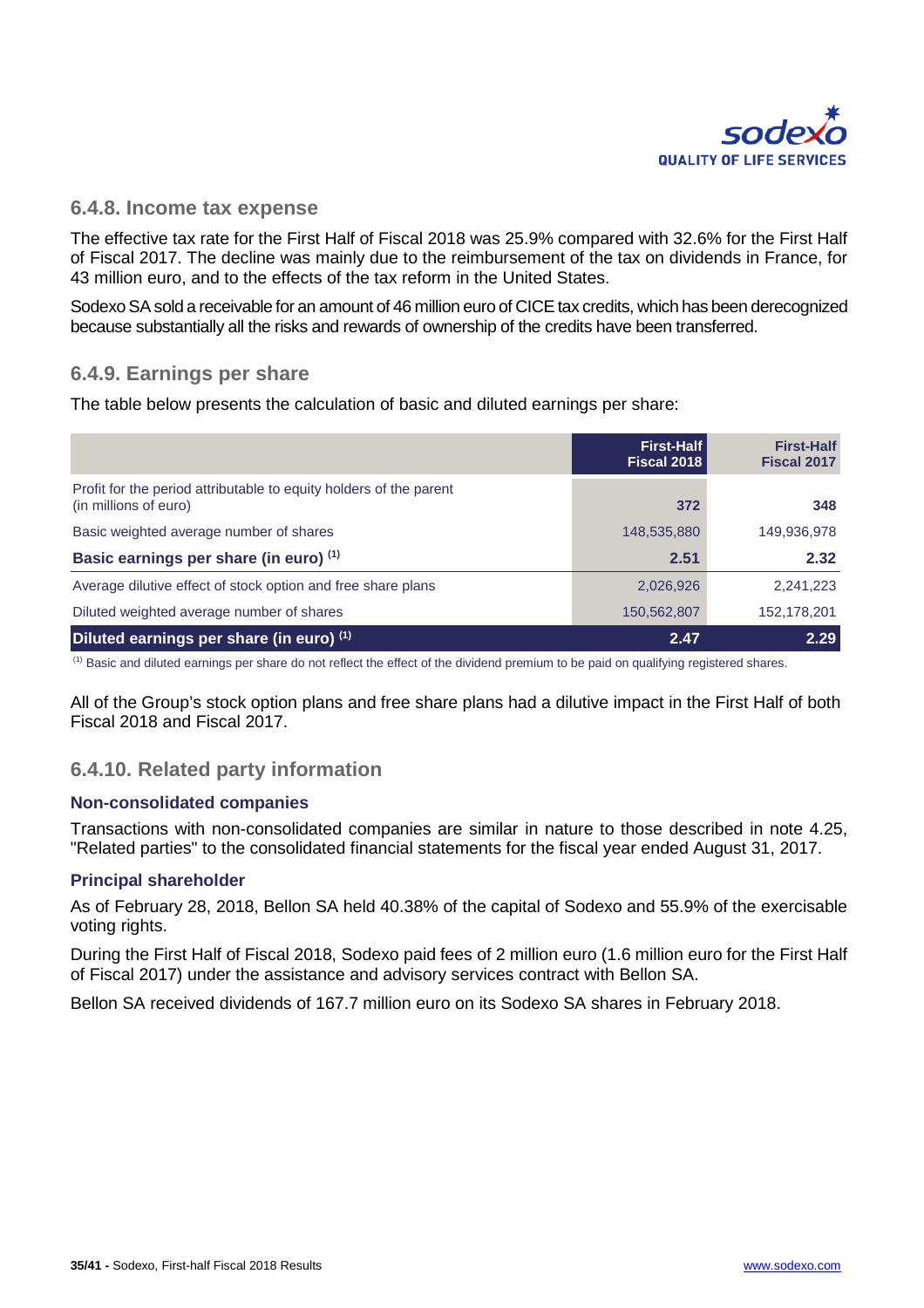### 6.4.8. Income tax expense

The effective tax rate for the First Half of Fiscal 2018 was 25.9% compared with 32.6% for the First Half of Fiscal 2017. The decline was mainly due to the reimbursement of the tax on dividends in France, for 43 million euro, and to the effects of the tax reform in the United States.

Sodexo SA sold a receivable for an amount of 46 million euro of CICE tax credits, which has been derecognized because substantially all the risks and rewards of ownership of the credits have been transferred.

### 6.4.9. Earnings per share

The table below presents the calculation of basic and diluted earnings per share:

| | First-Half Fiscal 2018 | First-Half Fiscal 2017 |
|---|---|---|
| Profit for the period attributable to equity holders of the parent (in millions of euro) | **372** | **348** |
| Basic weighted average number of shares | 148,535,880 | 149,936,978 |
| **Basic earnings per share (in euro) [(1)]** | **2.51** | **2.32** |
| Average dilutive effect of stock option and free share plans | 2,026,926 | 2,241,223 |
| Diluted weighted average number of shares | 150,562,807 | 152,178,201 |
| **Diluted earnings per share (in euro) [(1)]** | **2.47** | **2.29** |

[(1)] Basic and diluted earnings per share do not reflect the effect of the dividend premium to be paid on qualifying registered shares.

All of the Group's stock option plans and free share plans had a dilutive impact in the First Half of both Fiscal 2018 and Fiscal 2017.

### 6.4.10. Related party information

#### Non-consolidated companies

Transactions with non-consolidated companies are similar in nature to those described in note 4.25, "Related parties" to the consolidated financial statements for the fiscal year ended August 31, 2017.

#### Principal shareholder

As of February 28, 2018, Bellon SA held 40.38% of the capital of Sodexo and 55.9% of the exercisable voting rights.

During the First Half of Fiscal 2018, Sodexo paid fees of 2 million euro (1.6 million euro for the First Half of Fiscal 2017) under the assistance and advisory services contract with Bellon SA.

Bellon SA received dividends of 167.7 million euro on its Sodexo SA shares in February 2018.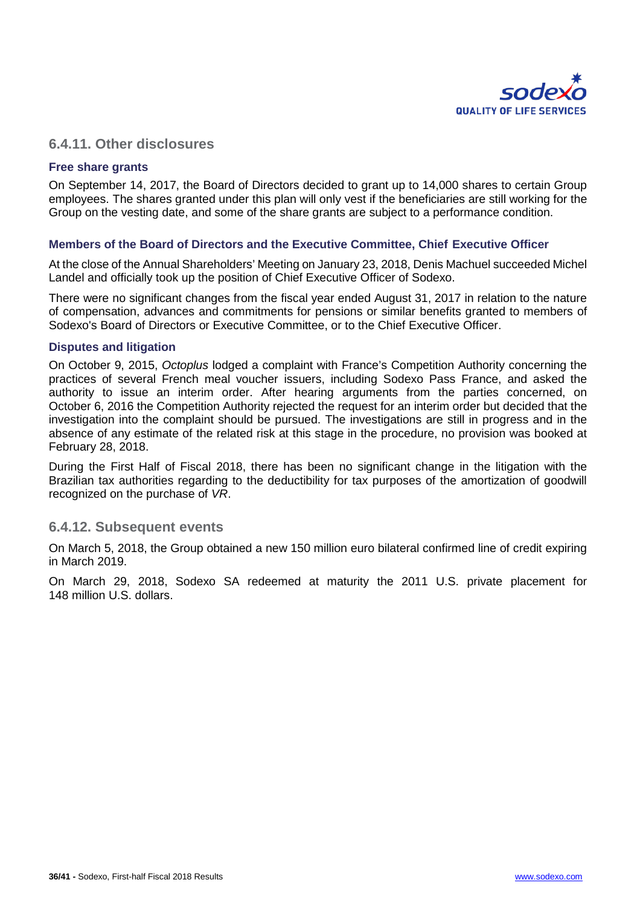## 6.4.11. Other disclosures

### Free share grants

On September 14, 2017, the Board of Directors decided to grant up to 14,000 shares to certain Group employees. The shares granted under this plan will only vest if the beneficiaries are still working for the Group on the vesting date, and some of the share grants are subject to a performance condition.

### Members of the Board of Directors and the Executive Committee, Chief Executive Officer

At the close of the Annual Shareholders' Meeting on January 23, 2018, Denis Machuel succeeded Michel Landel and officially took up the position of Chief Executive Officer of Sodexo.

There were no significant changes from the fiscal year ended August 31, 2017 in relation to the nature of compensation, advances and commitments for pensions or similar benefits granted to members of Sodexo's Board of Directors or Executive Committee, or to the Chief Executive Officer.

### Disputes and litigation

On October 9, 2015, *Octoplus* lodged a complaint with France's Competition Authority concerning the practices of several French meal voucher issuers, including Sodexo Pass France, and asked the authority to issue an interim order. After hearing arguments from the parties concerned, on October 6, 2016 the Competition Authority rejected the request for an interim order but decided that the investigation into the complaint should be pursued. The investigations are still in progress and in the absence of any estimate of the related risk at this stage in the procedure, no provision was booked at February 28, 2018.

During the First Half of Fiscal 2018, there has been no significant change in the litigation with the Brazilian tax authorities regarding to the deductibility for tax purposes of the amortization of goodwill recognized on the purchase of *VR*.

## 6.4.12. Subsequent events

On March 5, 2018, the Group obtained a new 150 million euro bilateral confirmed line of credit expiring in March 2019.

On March 29, 2018, Sodexo SA redeemed at maturity the 2011 U.S. private placement for 148 million U.S. dollars.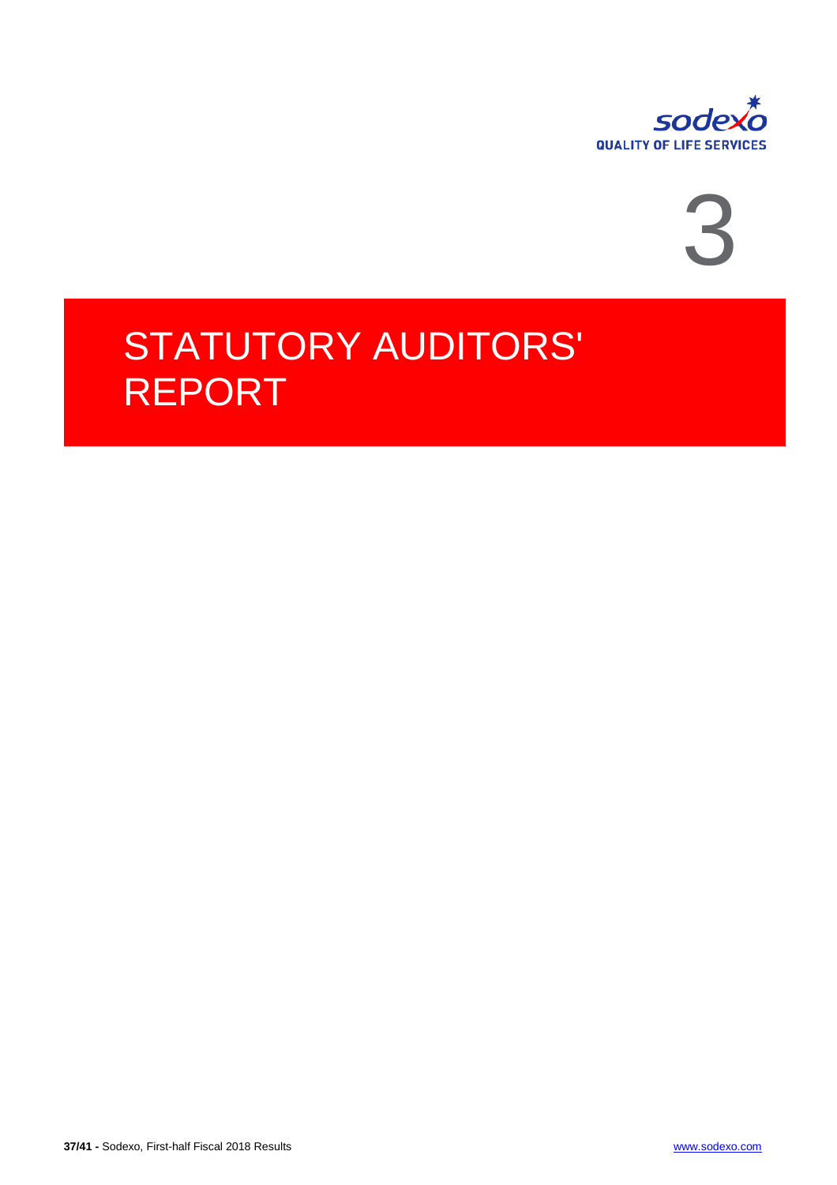# 3

# STATUTORY AUDITORS' REPORT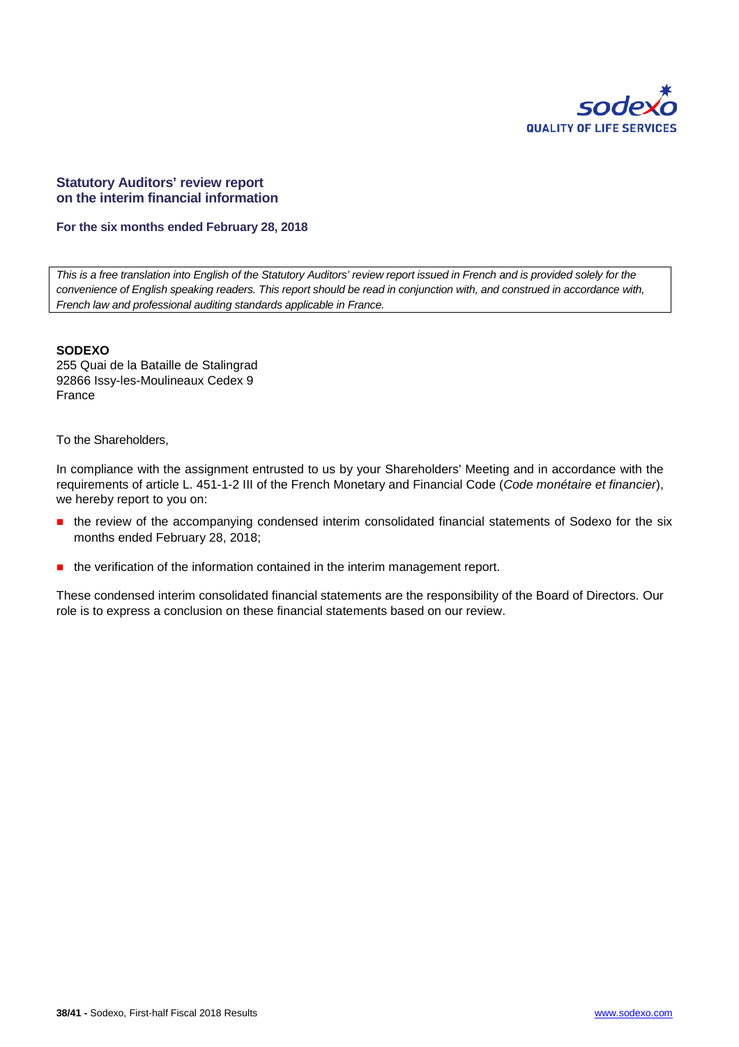## Statutory Auditors' review report on the interim financial information

**For the six months ended February 28, 2018**

*This is a free translation into English of the Statutory Auditors' review report issued in French and is provided solely for the convenience of English speaking readers. This report should be read in conjunction with, and construed in accordance with, French law and professional auditing standards applicable in France.*

**SODEXO**
255 Quai de la Bataille de Stalingrad
92866 Issy-les-Moulineaux Cedex 9
France

To the Shareholders,

In compliance with the assignment entrusted to us by your Shareholders' Meeting and in accordance with the requirements of article L. 451-1-2 III of the French Monetary and Financial Code (*Code monétaire et financier*), we hereby report to you on:

- the review of the accompanying condensed interim consolidated financial statements of Sodexo for the six months ended February 28, 2018;
- the verification of the information contained in the interim management report.

These condensed interim consolidated financial statements are the responsibility of the Board of Directors. Our role is to express a conclusion on these financial statements based on our review.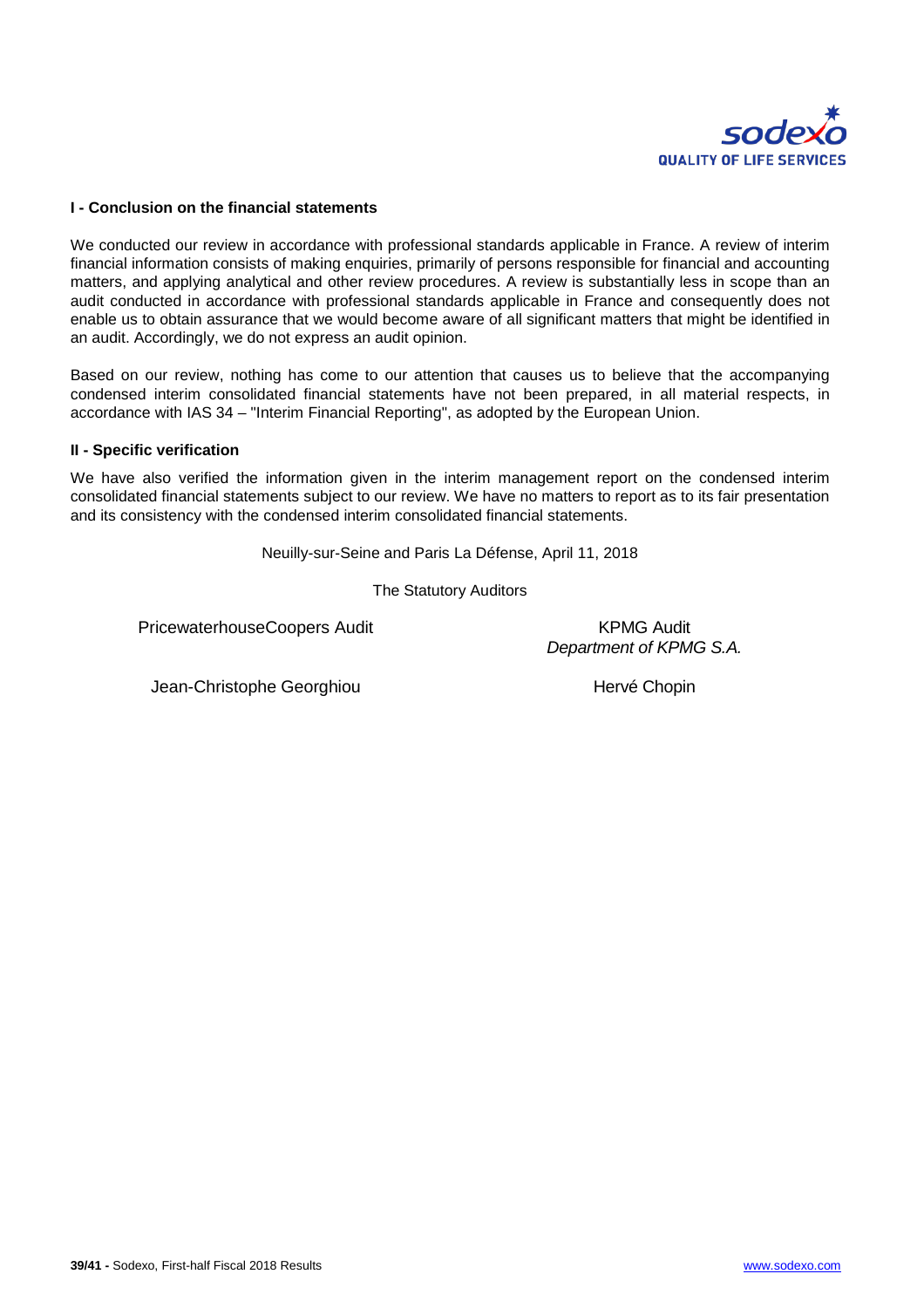### I - Conclusion on the financial statements

We conducted our review in accordance with professional standards applicable in France. A review of interim financial information consists of making enquiries, primarily of persons responsible for financial and accounting matters, and applying analytical and other review procedures. A review is substantially less in scope than an audit conducted in accordance with professional standards applicable in France and consequently does not enable us to obtain assurance that we would become aware of all significant matters that might be identified in an audit. Accordingly, we do not express an audit opinion.

Based on our review, nothing has come to our attention that causes us to believe that the accompanying condensed interim consolidated financial statements have not been prepared, in all material respects, in accordance with IAS 34 – "Interim Financial Reporting", as adopted by the European Union.

### II - Specific verification

We have also verified the information given in the interim management report on the condensed interim consolidated financial statements subject to our review. We have no matters to report as to its fair presentation and its consistency with the condensed interim consolidated financial statements.

Neuilly-sur-Seine and Paris La Défense, April 11, 2018

The Statutory Auditors

PricewaterhouseCoopers Audit

Jean-Christophe Georghiou

KPMG Audit
*Department of KPMG S.A.*

Hervé Chopin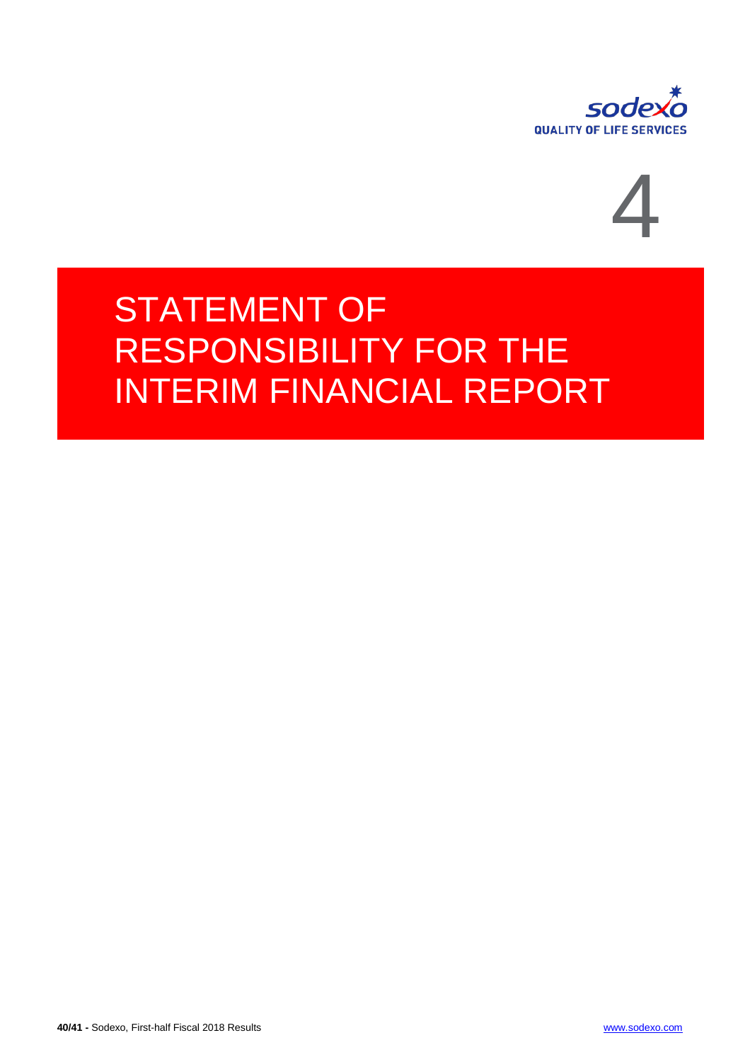4

# STATEMENT OF RESPONSIBILITY FOR THE INTERIM FINANCIAL REPORT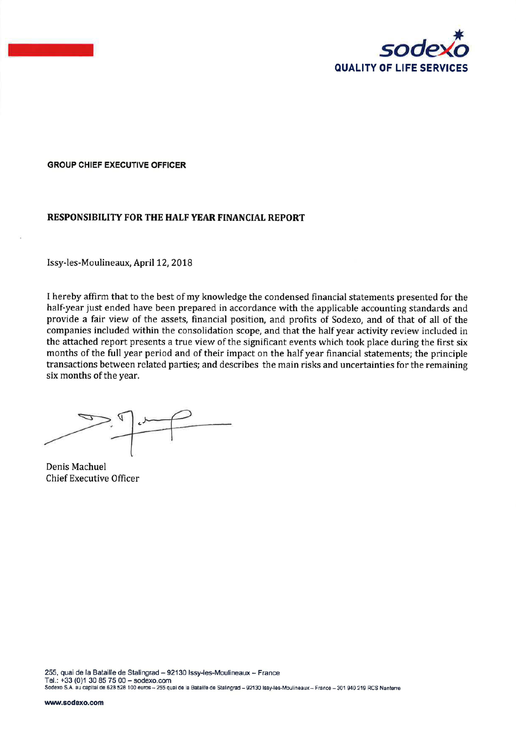sodexo
QUALITY OF LIFE SERVICES

**GROUP CHIEF EXECUTIVE OFFICER**

**RESPONSIBILITY FOR THE HALF YEAR FINANCIAL REPORT**

Issy-les-Moulineaux, April 12, 2018

I hereby affirm that to the best of my knowledge the condensed financial statements presented for the half-year just ended have been prepared in accordance with the applicable accounting standards and provide a fair view of the assets, financial position, and profits of Sodexo, and of that of all of the companies included within the consolidation scope, and that the half year activity review included in the attached report presents a true view of the significant events which took place during the first six months of the full year period and of their impact on the half year financial statements; the principle transactions between related parties; and describes the main risks and uncertainties for the remaining six months of the year.

Denis Machuel
Chief Executive Officer

255, quai de la Bataille de Stalingrad – 92130 Issy-les-Moulineaux – France
Tel.: +33 (0)1 30 85 75 00 – sodexo.com
Sodexo S.A. au capital de 628 528 100 euros – 255 quai de la Bataille de Stalingrad – 92130 Issy-les-Moulineaux – France – 301 940 219 RCS Nanterre

www.sodexo.com